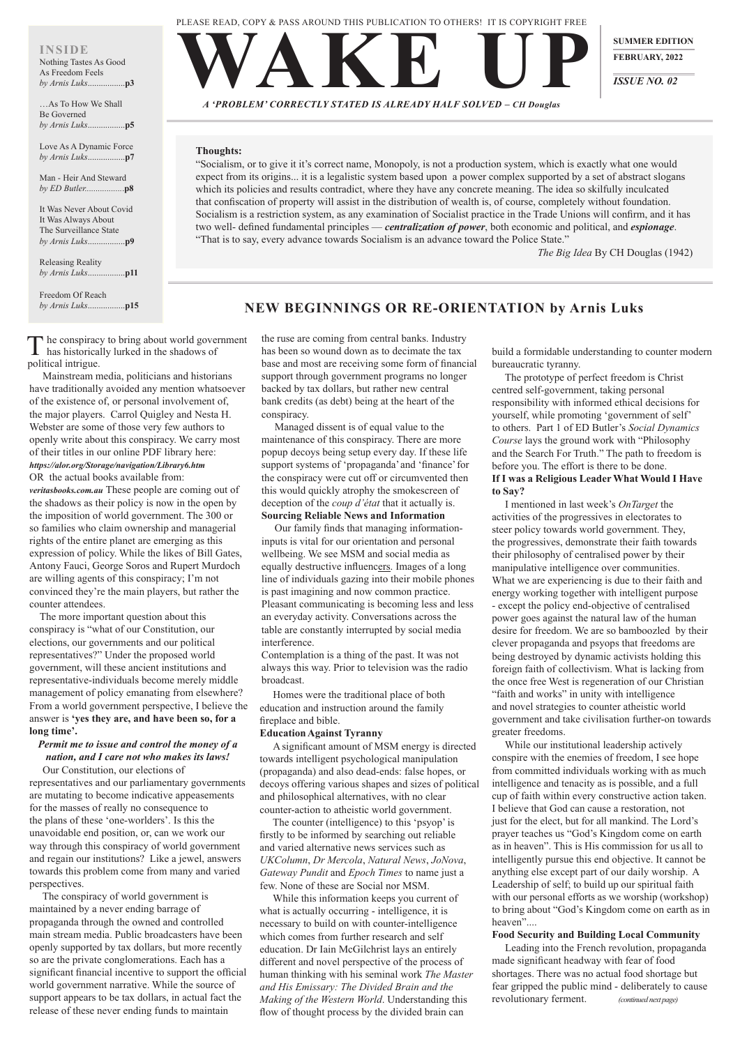PLEASE READ, COPY & PASS AROUND THIS PUBLICATION TO OTHERS! IT IS COPYRIGHT FREE

# WAKE UP

*A 'PROBLEM' CORRECTLY STATED IS ALREADY HALF SOLVED – CH Douglas*

**SUMMER EDITION**
**FEBRUARY, 2022**
***ISSUE NO. 02***

**INSIDE**

Nothing Tastes As Good As Freedom Feels *by Arnis Luks*.................**p3**

…As To How We Shall Be Governed *by Arnis Luks*.................**p5**

Love As A Dynamic Force *by Arnis Luks*.................**p7**

Man - Heir And Steward *by ED Butler*.................**p8**

It Was Never About Covid It Was Always About The Surveillance State *by Arnis Luks*.................**p9**

Releasing Reality *by Arnis Luks*.................**p11**

Freedom Of Reach *by Arnis Luks*.................**p15**

**Thoughts:**

"Socialism, or to give it it's correct name, Monopoly, is not a production system, which is exactly what one would expect from its origins... it is a legalistic system based upon a power complex supported by a set of abstract slogans which its policies and results contradict, where they have any concrete meaning. The idea so skilfully inculcated that confiscation of property will assist in the distribution of wealth is, of course, completely without foundation. Socialism is a restriction system, as any examination of Socialist practice in the Trade Unions will confirm, and it has two well- defined fundamental principles — ***centralization of power***, both economic and political, and ***espionage***. "That is to say, every advance towards Socialism is an advance toward the Police State."

*The Big Idea* By CH Douglas (1942)

## NEW BEGINNINGS OR RE-ORIENTATION by Arnis Luks

The conspiracy to bring about world government has historically lurked in the shadows of political intrigue.

Mainstream media, politicians and historians have traditionally avoided any mention whatsoever of the existence of, or personal involvement of, the major players. Carrol Quigley and Nesta H. Webster are some of those very few authors to openly write about this conspiracy. We carry most of their titles in our online PDF library here: ***https://alor.org/Storage/navigation/Library6.htm*** OR the actual books available from: ***veritasbooks.com.au*** These people are coming out of the shadows as their policy is now in the open by the imposition of world government. The 300 or so families who claim ownership and managerial rights of the entire planet are emerging as this expression of policy. While the likes of Bill Gates, Antony Fauci, George Soros and Rupert Murdoch are willing agents of this conspiracy; I'm not convinced they're the main players, but rather the counter attendees.

The more important question about this conspiracy is "what of our Constitution, our elections, our governments and our political representatives?" Under the proposed world government, will these ancient institutions and representative-individuals become merely middle management of policy emanating from elsewhere? From a world government perspective, I believe the answer is **'yes they are, and have been so, for a long time'.**

***Permit me to issue and control the money of a nation, and I care not who makes its laws!***

Our Constitution, our elections of representatives and our parliamentary governments are mutating to become indicative appeasements for the masses of really no consequence to the plans of these 'one-worlders'. Is this the unavoidable end position, or, can we work our way through this conspiracy of world government and regain our institutions? Like a jewel, answers towards this problem come from many and varied perspectives.

The conspiracy of world government is maintained by a never ending barrage of propaganda through the owned and controlled main stream media. Public broadcasters have been openly supported by tax dollars, but more recently so are the private conglomerations. Each has a significant financial incentive to support the official world government narrative. While the source of support appears to be tax dollars, in actual fact the release of these never ending funds to maintain the ruse are coming from central banks. Industry has been so wound down as to decimate the tax base and most are receiving some form of financial support through government programs no longer backed by tax dollars, but rather new central bank credits (as debt) being at the heart of the conspiracy.

Managed dissent is of equal value to the maintenance of this conspiracy. There are more popup decoys being setup every day. If these life support systems of 'propaganda' and 'finance' for the conspiracy were cut off or circumvented then this would quickly atrophy the smokescreen of deception of the *coup d'état* that it actually is.

**Sourcing Reliable News and Information**

Our family finds that managing information-inputs is vital for our orientation and personal wellbeing. We see MSM and social media as equally destructive influencers. Images of a long line of individuals gazing into their mobile phones is past imagining and now common practice. Pleasant communicating is becoming less and less an everyday activity. Conversations across the table are constantly interrupted by social media interference.

Contemplation is a thing of the past. It was not always this way. Prior to television was the radio broadcast.

Homes were the traditional place of both education and instruction around the family fireplace and bible.

**Education Against Tyranny**

A significant amount of MSM energy is directed towards intelligent psychological manipulation (propaganda) and also dead-ends: false hopes, or decoys offering various shapes and sizes of political and philosophical alternatives, with no clear counter-action to atheistic world government.

The counter (intelligence) to this 'psyop' is firstly to be informed by searching out reliable and varied alternative news services such as *UKColumn*, *Dr Mercola*, *Natural News*, *JoNova*, *Gateway Pundit* and *Epoch Times* to name just a few. None of these are Social nor MSM.

While this information keeps you current of what is actually occurring - intelligence, it is necessary to build on with counter-intelligence which comes from further research and self education. Dr Iain McGilchrist lays an entirely different and novel perspective of the process of human thinking with his seminal work *The Master and His Emissary: The Divided Brain and the Making of the Western World*. Understanding this flow of thought process by the divided brain can build a formidable understanding to counter modern bureaucratic tyranny.

The prototype of perfect freedom is Christ centred self-government, taking personal responsibility with informed ethical decisions for yourself, while promoting 'government of self' to others. Part 1 of ED Butler's *Social Dynamics Course* lays the ground work with "Philosophy and the Search For Truth." The path to freedom is before you. The effort is there to be done.

**If I was a Religious Leader What Would I Have to Say?**

I mentioned in last week's *OnTarget* the activities of the progressives in electorates to steer policy towards world government. They, the progressives, demonstrate their faith towards their philosophy of centralised power by their manipulative intelligence over communities. What we are experiencing is due to their faith and energy working together with intelligent purpose - except the policy end-objective of centralised power goes against the natural law of the human desire for freedom. We are so bamboozled by their clever propaganda and psyops that freedoms are being destroyed by dynamic activists holding this foreign faith of collectivism. What is lacking from the once free West is regeneration of our Christian "faith and works" in unity with intelligence and novel strategies to counter atheistic world government and take civilisation further-on towards greater freedoms.

While our institutional leadership actively conspire with the enemies of freedom, I see hope from committed individuals working with as much intelligence and tenacity as is possible, and a full cup of faith within every constructive action taken. I believe that God can cause a restoration, not just for the elect, but for all mankind. The Lord's prayer teaches us "God's Kingdom come on earth as in heaven". This is His commission for us all to intelligently pursue this end objective. It cannot be anything else except part of our daily worship. A Leadership of self; to build up our spiritual faith with our personal efforts as we worship (workshop) to bring about "God's Kingdom come on earth as in heaven"....

**Food Security and Building Local Community**

Leading into the French revolution, propaganda made significant headway with fear of food shortages. There was no actual food shortage but fear gripped the public mind - deliberately to cause revolutionary ferment. *(continued next page)*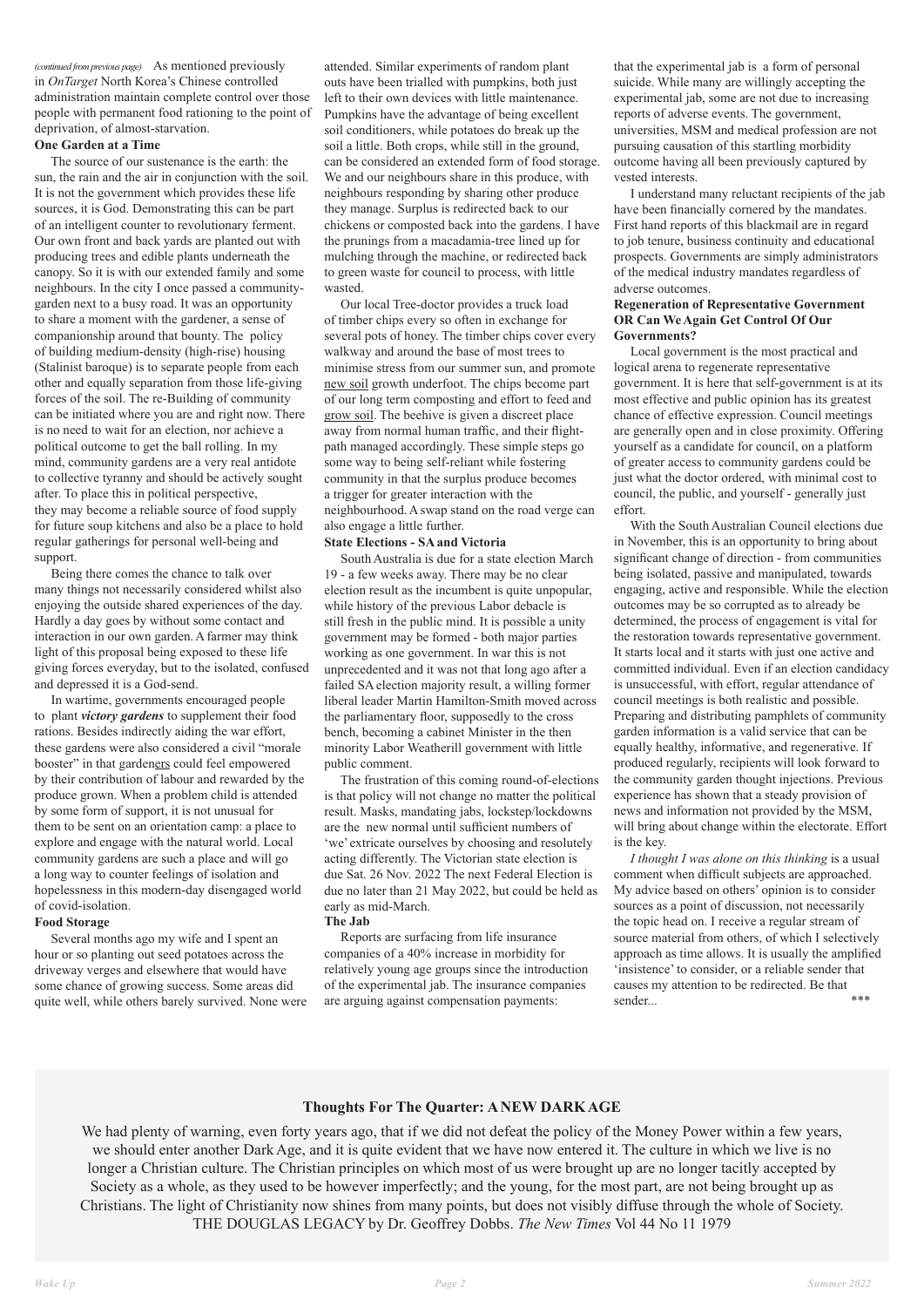*(continued from previous page)* As mentioned previously in *OnTarget* North Korea's Chinese controlled administration maintain complete control over those people with permanent food rationing to the point of deprivation, of almost-starvation.

**One Garden at a Time**

The source of our sustenance is the earth: the sun, the rain and the air in conjunction with the soil. It is not the government which provides these life sources, it is God. Demonstrating this can be part of an intelligent counter to revolutionary ferment. Our own front and back yards are planted out with producing trees and edible plants underneath the canopy. So it is with our extended family and some neighbours. In the city I once passed a community-garden next to a busy road. It was an opportunity to share a moment with the gardener, a sense of companionship around that bounty. The policy of building medium-density (high-rise) housing (Stalinist baroque) is to separate people from each other and equally separation from those life-giving forces of the soil. The re-Building of community can be initiated where you are and right now. There is no need to wait for an election, nor achieve a political outcome to get the ball rolling. In my mind, community gardens are a very real antidote to collective tyranny and should be actively sought after. To place this in political perspective, they may become a reliable source of food supply for future soup kitchens and also be a place to hold regular gatherings for personal well-being and support.

Being there comes the chance to talk over many things not necessarily considered whilst also enjoying the outside shared experiences of the day. Hardly a day goes by without some contact and interaction in our own garden. A farmer may think light of this proposal being exposed to these life giving forces everyday, but to the isolated, confused and depressed it is a God-send.

In wartime, governments encouraged people to plant ***victory gardens*** to supplement their food rations. Besides indirectly aiding the war effort, these gardens were also considered a civil "morale booster" in that gardeners could feel empowered by their contribution of labour and rewarded by the produce grown. When a problem child is attended by some form of support, it is not unusual for them to be sent on an orientation camp: a place to explore and engage with the natural world. Local community gardens are such a place and will go a long way to counter feelings of isolation and hopelessness in this modern-day disengaged world of covid-isolation.

**Food Storage**

Several months ago my wife and I spent an hour or so planting out seed potatoes across the driveway verges and elsewhere that would have some chance of growing success. Some areas did quite well, while others barely survived. None were attended. Similar experiments of random plant outs have been trialled with pumpkins, both just left to their own devices with little maintenance. Pumpkins have the advantage of being excellent soil conditioners, while potatoes do break up the soil a little. Both crops, while still in the ground, can be considered an extended form of food storage. We and our neighbours share in this produce, with neighbours responding by sharing other produce they manage. Surplus is redirected back to our chickens or composted back into the gardens. I have the prunings from a macadamia-tree lined up for mulching through the machine, or redirected back to green waste for council to process, with little wasted.

Our local Tree-doctor provides a truck load of timber chips every so often in exchange for several pots of honey. The timber chips cover every walkway and around the base of most trees to minimise stress from our summer sun, and promote new soil growth underfoot. The chips become part of our long term composting and effort to feed and grow soil. The beehive is given a discreet place away from normal human traffic, and their flight-path managed accordingly. These simple steps go some way to being self-reliant while fostering community in that the surplus produce becomes a trigger for greater interaction with the neighbourhood. A swap stand on the road verge can also engage a little further.

**State Elections - SA and Victoria**

South Australia is due for a state election March 19 - a few weeks away. There may be no clear election result as the incumbent is quite unpopular, while history of the previous Labor debacle is still fresh in the public mind. It is possible a unity government may be formed - both major parties working as one government. In war this is not unprecedented and it was not that long ago after a failed SA election majority result, a willing former liberal leader Martin Hamilton-Smith moved across the parliamentary floor, supposedly to the cross bench, becoming a cabinet Minister in the then minority Labor Weatherill government with little public comment.

The frustration of this coming round-of-elections is that policy will not change no matter the political result. Masks, mandating jabs, lockstep/lockdowns are the new normal until sufficient numbers of 'we' extricate ourselves by choosing and resolutely acting differently. The Victorian state election is due Sat. 26 Nov. 2022 The next Federal Election is due no later than 21 May 2022, but could be held as early as mid-March.

**The Jab**

Reports are surfacing from life insurance companies of a 40% increase in morbidity for relatively young age groups since the introduction of the experimental jab. The insurance companies are arguing against compensation payments: that the experimental jab is a form of personal suicide. While many are willingly accepting the experimental jab, some are not due to increasing reports of adverse events. The government, universities, MSM and medical profession are not pursuing causation of this startling morbidity outcome having all been previously captured by vested interests.

I understand many reluctant recipients of the jab have been financially cornered by the mandates. First hand reports of this blackmail are in regard to job tenure, business continuity and educational prospects. Governments are simply administrators of the medical industry mandates regardless of adverse outcomes.

**Regeneration of Representative Government OR Can We Again Get Control Of Our Governments?**

Local government is the most practical and logical arena to regenerate representative government. It is here that self-government is at its most effective and public opinion has its greatest chance of effective expression. Council meetings are generally open and in close proximity. Offering yourself as a candidate for council, on a platform of greater access to community gardens could be just what the doctor ordered, with minimal cost to council, the public, and yourself - generally just effort.

With the South Australian Council elections due in November, this is an opportunity to bring about significant change of direction - from communities being isolated, passive and manipulated, towards engaging, active and responsible. While the election outcomes may be so corrupted as to already be determined, the process of engagement is vital for the restoration towards representative government. It starts local and it starts with just one active and committed individual. Even if an election candidacy is unsuccessful, with effort, regular attendance of council meetings is both realistic and possible. Preparing and distributing pamphlets of community garden information is a valid service that can be equally healthy, informative, and regenerative. If produced regularly, recipients will look forward to the community garden thought injections. Previous experience has shown that a steady provision of news and information not provided by the MSM, will bring about change within the electorate. Effort is the key.

*I thought I was alone on this thinking* is a usual comment when difficult subjects are approached. My advice based on others' opinion is to consider sources as a point of discussion, not necessarily the topic head on. I receive a regular stream of source material from others, of which I selectively approach as time allows. It is usually the amplified 'insistence' to consider, or a reliable sender that causes my attention to be redirected. Be that sender... \*\*\*

**Thoughts For The Quarter: A NEW DARK AGE**

We had plenty of warning, even forty years ago, that if we did not defeat the policy of the Money Power within a few years, we should enter another Dark Age, and it is quite evident that we have now entered it. The culture in which we live is no longer a Christian culture. The Christian principles on which most of us were brought up are no longer tacitly accepted by Society as a whole, as they used to be however imperfectly; and the young, for the most part, are not being brought up as Christians. The light of Christianity now shines from many points, but does not visibly diffuse through the whole of Society. THE DOUGLAS LEGACY by Dr. Geoffrey Dobbs. *The New Times* Vol 44 No 11 1979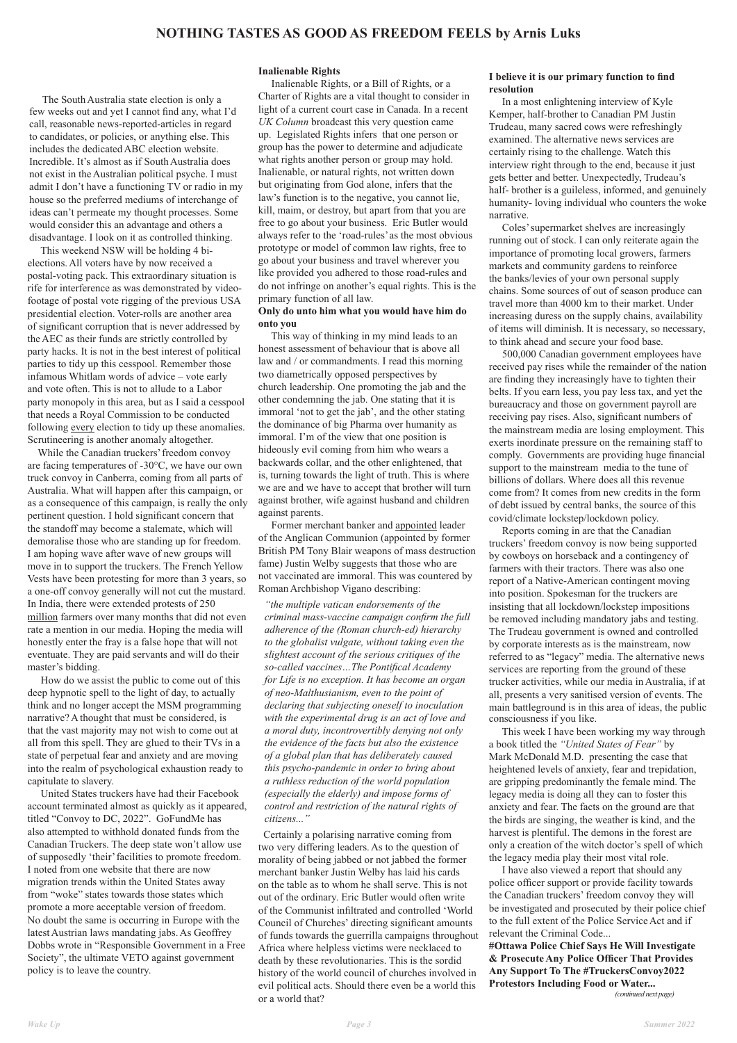# NOTHING TASTES AS GOOD AS FREEDOM FEELS by Arnis Luks

The South Australia state election is only a few weeks out and yet I cannot find any, what I'd call, reasonable news-reported-articles in regard to candidates, or policies, or anything else. This includes the dedicated ABC election website. Incredible. It's almost as if South Australia does not exist in the Australian political psyche. I must admit I don't have a functioning TV or radio in my house so the preferred mediums of interchange of ideas can't permeate my thought processes. Some would consider this an advantage and others a disadvantage. I look on it as controlled thinking.

This weekend NSW will be holding 4 bi-elections. All voters have by now received a postal-voting pack. This extraordinary situation is rife for interference as was demonstrated by video-footage of postal vote rigging of the previous USA presidential election. Voter-rolls are another area of significant corruption that is never addressed by the AEC as their funds are strictly controlled by party hacks. It is not in the best interest of political parties to tidy up this cesspool. Remember those infamous Whitlam words of advice – vote early and vote often. This is not to allude to a Labor party monopoly in this area, but as I said a cesspool that needs a Royal Commission to be conducted following every election to tidy up these anomalies. Scrutineering is another anomaly altogether.

While the Canadian truckers' freedom convoy are facing temperatures of -30°C, we have our own truck convoy in Canberra, coming from all parts of Australia. What will happen after this campaign, or as a consequence of this campaign, is really the only pertinent question. I hold significant concern that the standoff may become a stalemate, which will demoralise those who are standing up for freedom. I am hoping wave after wave of new groups will move in to support the truckers. The French Yellow Vests have been protesting for more than 3 years, so a one-off convoy generally will not cut the mustard. In India, there were extended protests of 250 million farmers over many months that did not even rate a mention in our media. Hoping the media will honestly enter the fray is a false hope that will not eventuate. They are paid servants and will do their master's bidding.

How do we assist the public to come out of this deep hypnotic spell to the light of day, to actually think and no longer accept the MSM programming narrative? A thought that must be considered, is that the vast majority may not wish to come out at all from this spell. They are glued to their TVs in a state of perpetual fear and anxiety and are moving into the realm of psychological exhaustion ready to capitulate to slavery.

United States truckers have had their Facebook account terminated almost as quickly as it appeared, titled "Convoy to DC, 2022". GoFundMe has also attempted to withhold donated funds from the Canadian Truckers. The deep state won't allow use of supposedly 'their' facilities to promote freedom. I noted from one website that there are now migration trends within the United States away from "woke" states towards those states which promote a more acceptable version of freedom. No doubt the same is occurring in Europe with the latest Austrian laws mandating jabs. As Geoffrey Dobbs wrote in "Responsible Government in a Free Society", the ultimate VETO against government policy is to leave the country.

**Inalienable Rights**

Inalienable Rights, or a Bill of Rights, or a Charter of Rights are a vital thought to consider in light of a current court case in Canada. In a recent *UK Column* broadcast this very question came up. Legislated Rights infers that one person or group has the power to determine and adjudicate what rights another person or group may hold. Inalienable, or natural rights, not written down but originating from God alone, infers that the law's function is to the negative, you cannot lie, kill, maim, or destroy, but apart from that you are free to go about your business. Eric Butler would always refer to the 'road-rules' as the most obvious prototype or model of common law rights, free to go about your business and travel wherever you like provided you adhered to those road-rules and do not infringe on another's equal rights. This is the primary function of all law.

**Only do unto him what you would have him do onto you**

This way of thinking in my mind leads to an honest assessment of behaviour that is above all law and / or commandments. I read this morning two diametrically opposed perspectives by church leadership. One promoting the jab and the other condemning the jab. One stating that it is immoral 'not to get the jab', and the other stating the dominance of big Pharma over humanity as immoral. I'm of the view that one position is hideously evil coming from him who wears a backwards collar, and the other enlightened, that is, turning towards the light of truth. This is where we are and we have to accept that brother will turn against brother, wife against husband and children against parents.

Former merchant banker and appointed leader of the Anglican Communion (appointed by former British PM Tony Blair weapons of mass destruction fame) Justin Welby suggests that those who are not vaccinated are immoral. This was countered by Roman Archbishop Vigano describing:

> *"the multiple vatican endorsements of the criminal mass-vaccine campaign confirm the full adherence of the (Roman church-ed) hierarchy to the globalist vulgate, without taking even the slightest account of the serious critiques of the so-called vaccines…The Pontifical Academy for Life is no exception. It has become an organ of neo-Malthusianism, even to the point of declaring that subjecting oneself to inoculation with the experimental drug is an act of love and a moral duty, incontrovertibly denying not only the evidence of the facts but also the existence of a global plan that has deliberately caused this psycho-pandemic in order to bring about a ruthless reduction of the world population (especially the elderly) and impose forms of control and restriction of the natural rights of citizens..."*

Certainly a polarising narrative coming from two very differing leaders. As to the question of morality of being jabbed or not jabbed the former merchant banker Justin Welby has laid his cards on the table as to whom he shall serve. This is not out of the ordinary. Eric Butler would often write of the Communist infiltrated and controlled 'World Council of Churches' directing significant amounts of funds towards the guerrilla campaigns throughout Africa where helpless victims were necklaced to death by these revolutionaries. This is the sordid history of the world council of churches involved in evil political acts. Should there even be a world this or a world that?

**I believe it is our primary function to find resolution**

In a most enlightening interview of Kyle Kemper, half-brother to Canadian PM Justin Trudeau, many sacred cows were refreshingly examined. The alternative news services are certainly rising to the challenge. Watch this interview right through to the end, because it just gets better and better. Unexpectedly, Trudeau's half- brother is a guileless, informed, and genuinely humanity- loving individual who counters the woke narrative.

Coles' supermarket shelves are increasingly running out of stock. I can only reiterate again the importance of promoting local growers, farmers markets and community gardens to reinforce the banks/levies of your own personal supply chains. Some sources of out of season produce can travel more than 4000 km to their market. Under increasing duress on the supply chains, availability of items will diminish. It is necessary, so necessary, to think ahead and secure your food base.

500,000 Canadian government employees have received pay rises while the remainder of the nation are finding they increasingly have to tighten their belts. If you earn less, you pay less tax, and yet the bureaucracy and those on government payroll are receiving pay rises. Also, significant numbers of the mainstream media are losing employment. This exerts inordinate pressure on the remaining staff to comply. Governments are providing huge financial support to the mainstream media to the tune of billions of dollars. Where does all this revenue come from? It comes from new credits in the form of debt issued by central banks, the source of this covid/climate lockstep/lockdown policy.

Reports coming in are that the Canadian truckers' freedom convoy is now being supported by cowboys on horseback and a contingency of farmers with their tractors. There was also one report of a Native-American contingent moving into position. Spokesman for the truckers are insisting that all lockdown/lockstep impositions be removed including mandatory jabs and testing. The Trudeau government is owned and controlled by corporate interests as is the mainstream, now referred to as "legacy" media. The alternative news services are reporting from the ground of these trucker activities, while our media in Australia, if at all, presents a very sanitised version of events. The main battleground is in this area of ideas, the public consciousness if you like.

This week I have been working my way through a book titled the *"United States of Fear"* by Mark McDonald M.D. presenting the case that heightened levels of anxiety, fear and trepidation, are gripping predominantly the female mind. The legacy media is doing all they can to foster this anxiety and fear. The facts on the ground are that the birds are singing, the weather is kind, and the harvest is plentiful. The demons in the forest are only a creation of the witch doctor's spell of which the legacy media play their most vital role.

I have also viewed a report that should any police officer support or provide facility towards the Canadian truckers' freedom convoy they will be investigated and prosecuted by their police chief to the full extent of the Police Service Act and if relevant the Criminal Code...

**#Ottawa Police Chief Says He Will Investigate & Prosecute Any Police Officer That Provides Any Support To The #TruckersConvoy2022 Protestors Including Food or Water...**

*(continued next page)*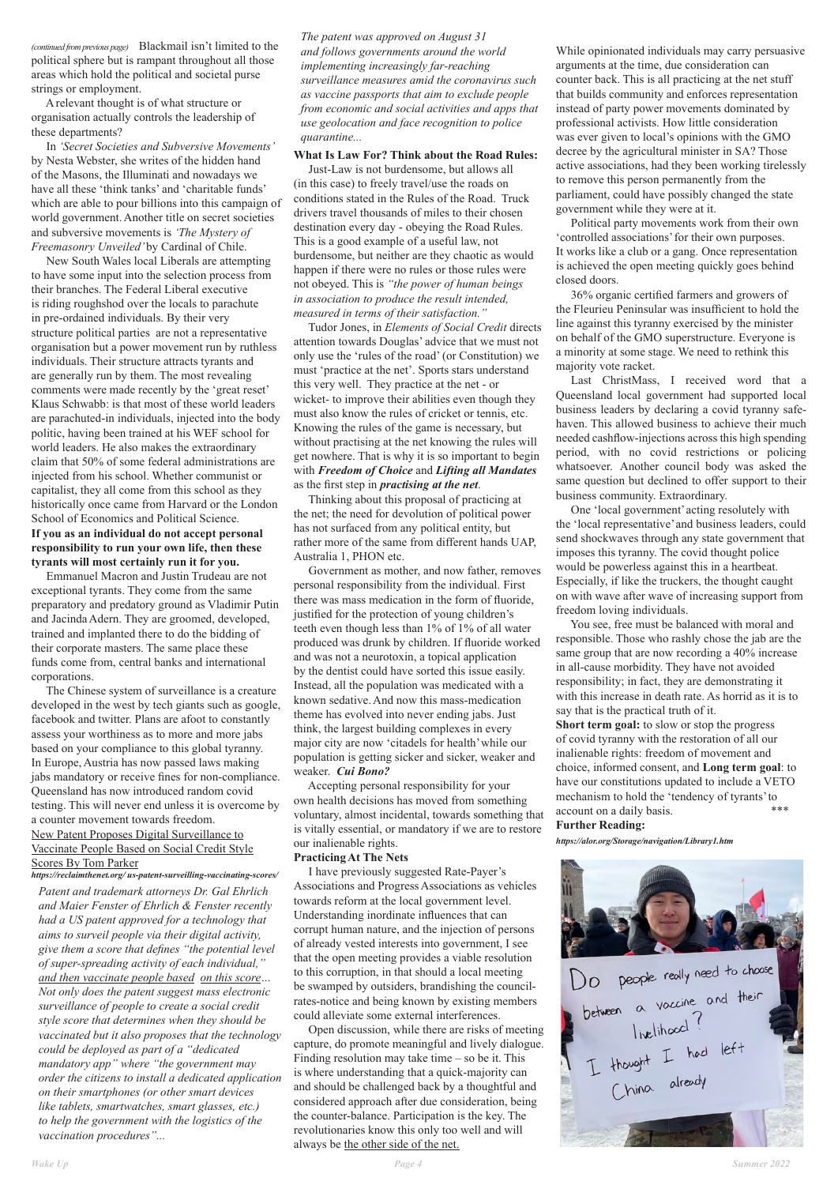*(continued from previous page)* Blackmail isn't limited to the political sphere but is rampant throughout all those areas which hold the political and societal purse strings or employment.

A relevant thought is of what structure or organisation actually controls the leadership of these departments?

In *'Secret Societies and Subversive Movements'* by Nesta Webster, she writes of the hidden hand of the Masons, the Illuminati and nowadays we have all these 'think tanks' and 'charitable funds' which are able to pour billions into this campaign of world government. Another title on secret societies and subversive movements is *'The Mystery of Freemasonry Unveiled'* by Cardinal of Chile.

New South Wales local Liberals are attempting to have some input into the selection process from their branches. The Federal Liberal executive is riding roughshod over the locals to parachute in pre-ordained individuals. By their very structure political parties are not a representative organisation but a power movement run by ruthless individuals. Their structure attracts tyrants and are generally run by them. The most revealing comments were made recently by the 'great reset' Klaus Schwabb: is that most of these world leaders are parachuted-in individuals, injected into the body politic, having been trained at his WEF school for world leaders. He also makes the extraordinary claim that 50% of some federal administrations are injected from his school. Whether communist or capitalist, they all come from this school as they historically once came from Harvard or the London School of Economics and Political Science.

**If you as an individual do not accept personal responsibility to run your own life, then these tyrants will most certainly run it for you.**

Emmanuel Macron and Justin Trudeau are not exceptional tyrants. They come from the same preparatory and predatory ground as Vladimir Putin and Jacinda Adern. They are groomed, developed, trained and implanted there to do the bidding of their corporate masters. The same place these funds come from, central banks and international corporations.

The Chinese system of surveillance is a creature developed in the west by tech giants such as google, facebook and twitter. Plans are afoot to constantly assess your worthiness as to more and more jabs based on your compliance to this global tyranny. In Europe, Austria has now passed laws making jabs mandatory or receive fines for non-compliance. Queensland has now introduced random covid testing. This will never end unless it is overcome by a counter movement towards freedom.

New Patent Proposes Digital Surveillance to Vaccinate People Based on Social Credit Style Scores By Tom Parker
***https://reclaimthenet.org/ us-patent-surveilling-vaccinating-scores/***

*Patent and trademark attorneys Dr. Gal Ehrlich and Maier Fenster of Ehrlich & Fenster recently had a US patent approved for a technology that aims to surveil people via their digital activity, give them a score that defines "the potential level of super-spreading activity of each individual," and then vaccinate people based on this score... Not only does the patent suggest mass electronic surveillance of people to create a social credit style score that determines when they should be vaccinated but it also proposes that the technology could be deployed as part of a "dedicated mandatory app" where "the government may order the citizens to install a dedicated application on their smartphones (or other smart devices like tablets, smartwatches, smart glasses, etc.) to help the government with the logistics of the vaccination procedures"...*

*The patent was approved on August 31 and follows governments around the world implementing increasingly far-reaching surveillance measures amid the coronavirus such as vaccine passports that aim to exclude people from economic and social activities and apps that use geolocation and face recognition to police quarantine...*

**What Is Law For? Think about the Road Rules:**

Just-Law is not burdensome, but allows all (in this case) to freely travel/use the roads on conditions stated in the Rules of the Road. Truck drivers travel thousands of miles to their chosen destination every day - obeying the Road Rules. This is a good example of a useful law, not burdensome, but neither are they chaotic as would happen if there were no rules or those rules were not obeyed. This is *"the power of human beings in association to produce the result intended, measured in terms of their satisfaction."*

Tudor Jones, in *Elements of Social Credit* directs attention towards Douglas' advice that we must not only use the 'rules of the road' (or Constitution) we must 'practice at the net'. Sports stars understand this very well. They practice at the net - or wicket- to improve their abilities even though they must also know the rules of cricket or tennis, etc. Knowing the rules of the game is necessary, but without practising at the net knowing the rules will get nowhere. That is why it is so important to begin with ***Freedom of Choice*** and ***Lifting all Mandates*** as the first step in ***practising at the net***.

Thinking about this proposal of practicing at the net; the need for devolution of political power has not surfaced from any political entity, but rather more of the same from different hands UAP, Australia 1, PHON etc.

Government as mother, and now father, removes personal responsibility from the individual. First there was mass medication in the form of fluoride, justified for the protection of young children's teeth even though less than 1% of 1% of all water produced was drunk by children. If fluoride worked and was not a neurotoxin, a topical application by the dentist could have sorted this issue easily. Instead, all the population was medicated with a known sedative. And now this mass-medication theme has evolved into never ending jabs. Just think, the largest building complexes in every major city are now 'citadels for health' while our population is getting sicker and sicker, weaker and weaker. ***Cui Bono?***

Accepting personal responsibility for your own health decisions has moved from something voluntary, almost incidental, towards something that is vitally essential, or mandatory if we are to restore our inalienable rights.

**Practicing At The Nets**

I have previously suggested Rate-Payer's Associations and Progress Associations as vehicles towards reform at the local government level. Understanding inordinate influences that can corrupt human nature, and the injection of persons of already vested interests into government, I see that the open meeting provides a viable resolution to this corruption, in that should a local meeting be swamped by outsiders, brandishing the council-rates-notice and being known by existing members could alleviate some external interferences.

Open discussion, while there are risks of meeting capture, do promote meaningful and lively dialogue. Finding resolution may take time – so be it. This is where understanding that a quick-majority can and should be challenged back by a thoughtful and considered approach after due consideration, being the counter-balance. Participation is the key. The revolutionaries know this only too well and will always be the other side of the net.

While opinionated individuals may carry persuasive arguments at the time, due consideration can counter back. This is all practicing at the net stuff that builds community and enforces representation instead of party power movements dominated by professional activists. How little consideration was ever given to local's opinions with the GMO decree by the agricultural minister in SA? Those active associations, had they been working tirelessly to remove this person permanently from the parliament, could have possibly changed the state government while they were at it.

Political party movements work from their own 'controlled associations' for their own purposes. It works like a club or a gang. Once representation is achieved the open meeting quickly goes behind closed doors.

36% organic certified farmers and growers of the Fleurieu Peninsular was insufficient to hold the line against this tyranny exercised by the minister on behalf of the GMO superstructure. Everyone is a minority at some stage. We need to rethink this majority vote racket.

Last ChristMass, I received word that a Queensland local government had supported local business leaders by declaring a covid tyranny safe-haven. This allowed business to achieve their much needed cashflow-injections across this high spending period, with no covid restrictions or policing whatsoever. Another council body was asked the same question but declined to offer support to their business community. Extraordinary.

One 'local government' acting resolutely with the 'local representative' and business leaders, could send shockwaves through any state government that imposes this tyranny. The covid thought police would be powerless against this in a heartbeat. Especially, if like the truckers, the thought caught on with wave after wave of increasing support from freedom loving individuals.

You see, free must be balanced with moral and responsible. Those who rashly chose the jab are the same group that are now recording a 40% increase in all-cause morbidity. They have not avoided responsibility; in fact, they are demonstrating it with this increase in death rate. As horrid as it is to say that is the practical truth of it.

**Short term goal:** to slow or stop the progress of covid tyranny with the restoration of all our inalienable rights: freedom of movement and choice, informed consent, and **Long term goal**: to have our constitutions updated to include a VETO mechanism to hold the 'tendency of tyrants' to account on a daily basis. \*\*\*

**Further Reading:**

***https://alor.org/Storage/navigation/Library1.htm***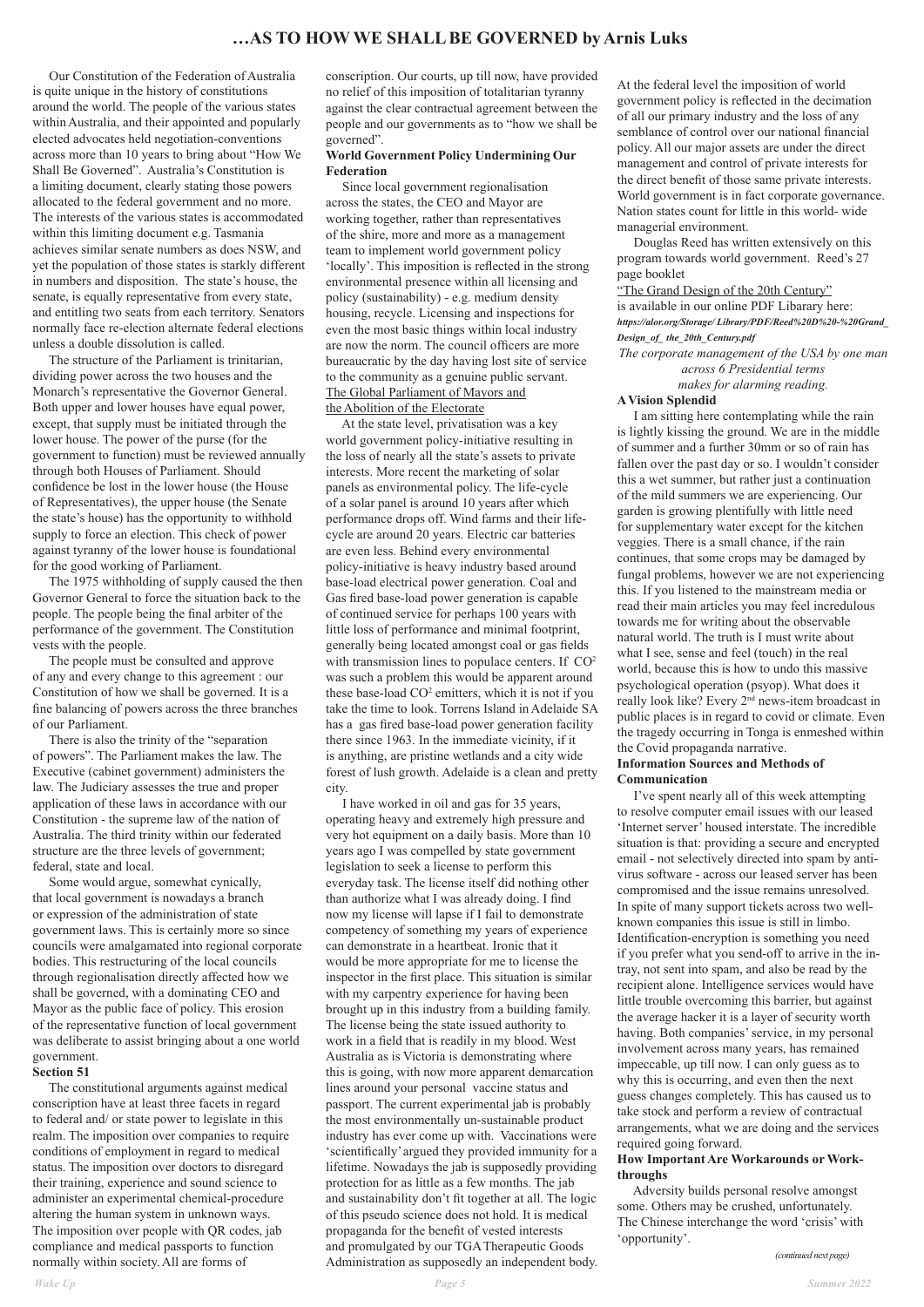# …AS TO HOW WE SHALL BE GOVERNED by Arnis Luks

Our Constitution of the Federation of Australia is quite unique in the history of constitutions around the world. The people of the various states within Australia, and their appointed and popularly elected advocates held negotiation-conventions across more than 10 years to bring about "How We Shall Be Governed". Australia's Constitution is a limiting document, clearly stating those powers allocated to the federal government and no more. The interests of the various states is accommodated within this limiting document e.g. Tasmania achieves similar senate numbers as does NSW, and yet the population of those states is starkly different in numbers and disposition. The state's house, the senate, is equally representative from every state, and entitling two seats from each territory. Senators normally face re-election alternate federal elections unless a double dissolution is called.

The structure of the Parliament is trinitarian, dividing power across the two houses and the Monarch's representative the Governor General. Both upper and lower houses have equal power, except, that supply must be initiated through the lower house. The power of the purse (for the government to function) must be reviewed annually through both Houses of Parliament. Should confidence be lost in the lower house (the House of Representatives), the upper house (the Senate the state's house) has the opportunity to withhold supply to force an election. This check of power against tyranny of the lower house is foundational for the good working of Parliament.

The 1975 withholding of supply caused the then Governor General to force the situation back to the people. The people being the final arbiter of the performance of the government. The Constitution vests with the people.

The people must be consulted and approve of any and every change to this agreement : our Constitution of how we shall be governed. It is a fine balancing of powers across the three branches of our Parliament.

There is also the trinity of the "separation of powers". The Parliament makes the law. The Executive (cabinet government) administers the law. The Judiciary assesses the true and proper application of these laws in accordance with our Constitution - the supreme law of the nation of Australia. The third trinity within our federated structure are the three levels of government; federal, state and local.

Some would argue, somewhat cynically, that local government is nowadays a branch or expression of the administration of state government laws. This is certainly more so since councils were amalgamated into regional corporate bodies. This restructuring of the local councils through regionalisation directly affected how we shall be governed, with a dominating CEO and Mayor as the public face of policy. This erosion of the representative function of local government was deliberate to assist bringing about a one world government.

**Section 51**

The constitutional arguments against medical conscription have at least three facets in regard to federal and/ or state power to legislate in this realm. The imposition over companies to require conditions of employment in regard to medical status. The imposition over doctors to disregard their training, experience and sound science to administer an experimental chemical-procedure altering the human system in unknown ways. The imposition over people with QR codes, jab compliance and medical passports to function normally within society. All are forms of conscription. Our courts, up till now, have provided no relief of this imposition of totalitarian tyranny against the clear contractual agreement between the people and our governments as to "how we shall be governed".

**World Government Policy Undermining Our Federation**

Since local government regionalisation across the states, the CEO and Mayor are working together, rather than representatives of the shire, more and more as a management team to implement world government policy 'locally'. This imposition is reflected in the strong environmental presence within all licensing and policy (sustainability) - e.g. medium density housing, recycle. Licensing and inspections for even the most basic things within local industry are now the norm. The council officers are more bureaucratic by the day having lost site of service to the community as a genuine public servant.

The Global Parliament of Mayors and the Abolition of the Electorate

At the state level, privatisation was a key world government policy-initiative resulting in the loss of nearly all the state's assets to private interests. More recent the marketing of solar panels as environmental policy. The life-cycle of a solar panel is around 10 years after which performance drops off. Wind farms and their life-cycle are around 20 years. Electric car batteries are even less. Behind every environmental policy-initiative is heavy industry based around base-load electrical power generation. Coal and Gas fired base-load power generation is capable of continued service for perhaps 100 years with little loss of performance and minimal footprint, generally being located amongst coal or gas fields with transmission lines to populace centers. If $CO^2$ was such a problem this would be apparent around these base-load $CO^2$ emitters, which it is not if you take the time to look. Torrens Island in Adelaide SA has a gas fired base-load power generation facility there since 1963. In the immediate vicinity, if it is anything, are pristine wetlands and a city wide forest of lush growth. Adelaide is a clean and pretty city.

I have worked in oil and gas for 35 years, operating heavy and extremely high pressure and very hot equipment on a daily basis. More than 10 years ago I was compelled by state government legislation to seek a license to perform this everyday task. The license itself did nothing other than authorize what I was already doing. I find now my license will lapse if I fail to demonstrate competency of something my years of experience can demonstrate in a heartbeat. Ironic that it would be more appropriate for me to license the inspector in the first place. This situation is similar with my carpentry experience for having been brought up in this industry from a building family. The license being the state issued authority to work in a field that is readily in my blood. West Australia as is Victoria is demonstrating where this is going, with now more apparent demarcation lines around your personal vaccine status and passport. The current experimental jab is probably the most environmentally un-sustainable product industry has ever come up with. Vaccinations were 'scientifically' argued they provided immunity for a lifetime. Nowadays the jab is supposedly providing protection for as little as a few months. The jab and sustainability don't fit together at all. The logic of this pseudo science does not hold. It is medical propaganda for the benefit of vested interests and promulgated by our TGA Therapeutic Goods Administration as supposedly an independent body.

At the federal level the imposition of world government policy is reflected in the decimation of all our primary industry and the loss of any semblance of control over our national financial policy. All our major assets are under the direct management and control of private interests for the direct benefit of those same private interests. World government is in fact corporate governance. Nation states count for little in this world- wide managerial environment.

Douglas Reed has written extensively on this program towards world government. Reed's 27 page booklet "The Grand Design of the 20th Century" is available in our online PDF Libarary here:
***https://alor.org/Storage/ Library/PDF/Reed%20D%20-%20Grand_Design_of_ the_20th_Century.pdf***

*The corporate management of the USA by one man across 6 Presidential terms makes for alarming reading.*

**A Vision Splendid**

I am sitting here contemplating while the rain is lightly kissing the ground. We are in the middle of summer and a further 30mm or so of rain has fallen over the past day or so. I wouldn't consider this a wet summer, but rather just a continuation of the mild summers we are experiencing. Our garden is growing plentifully with little need for supplementary water except for the kitchen veggies. There is a small chance, if the rain continues, that some crops may be damaged by fungal problems, however we are not experiencing this. If you listened to the mainstream media or read their main articles you may feel incredulous towards me for writing about the observable natural world. The truth is I must write about what I see, sense and feel (touch) in the real world, because this is how to undo this massive psychological operation (psyop). What does it really look like? Every 2nd news-item broadcast in public places is in regard to covid or climate. Even the tragedy occurring in Tonga is enmeshed within the Covid propaganda narrative.

**Information Sources and Methods of Communication**

I've spent nearly all of this week attempting to resolve computer email issues with our leased 'Internet server' housed interstate. The incredible situation is that: providing a secure and encrypted email - not selectively directed into spam by anti-virus software - across our leased server has been compromised and the issue remains unresolved. In spite of many support tickets across two well-known companies this issue is still in limbo. Identification-encryption is something you need if you prefer what you send-off to arrive in the in-tray, not sent into spam, and also be read by the recipient alone. Intelligence services would have little trouble overcoming this barrier, but against the average hacker it is a layer of security worth having. Both companies' service, in my personal involvement across many years, has remained impeccable, up till now. I can only guess as to why this is occurring, and even then the next guess changes completely. This has caused us to take stock and perform a review of contractual arrangements, what we are doing and the services required going forward.

**How Important Are Workarounds or Work-throughs**

Adversity builds personal resolve amongst some. Others may be crushed, unfortunately. The Chinese interchange the word 'crisis' with 'opportunity'.

*(continued next page)*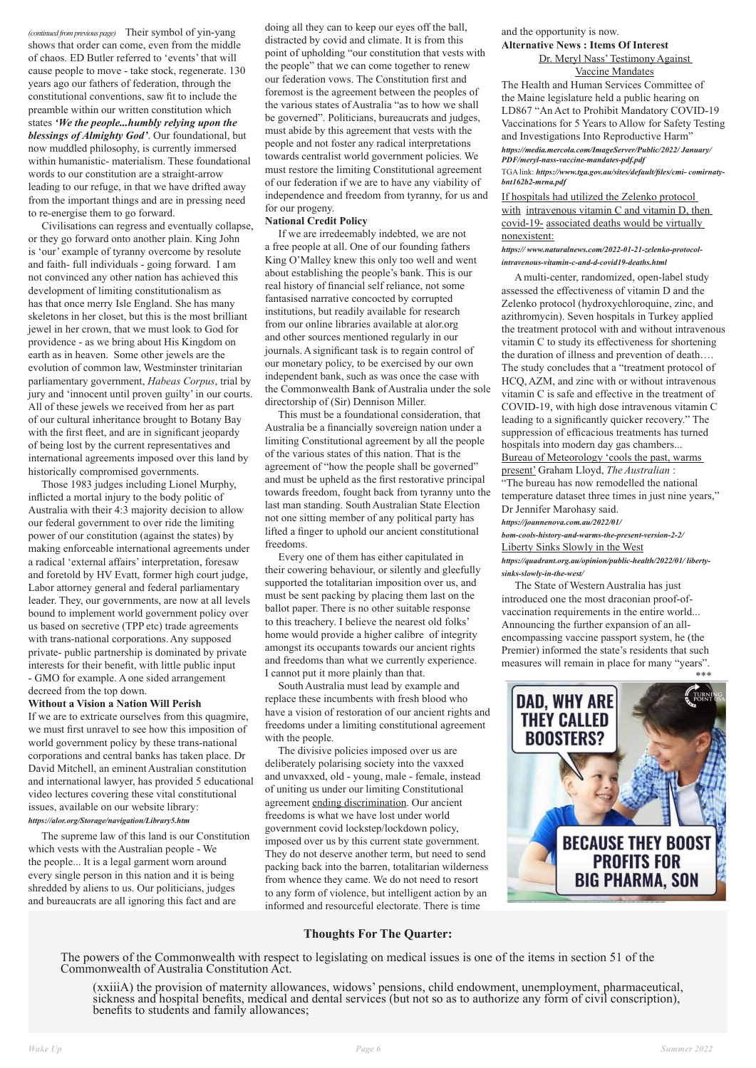*(continued from previous page)* Their symbol of yin-yang shows that order can come, even from the middle of chaos. ED Butler referred to 'events' that will cause people to move - take stock, regenerate. 130 years ago our fathers of federation, through the constitutional conventions, saw fit to include the preamble within our written constitution which states ***'We the people...humbly relying upon the blessings of Almighty God'***. Our foundational, but now muddled philosophy, is currently immersed within humanistic- materialism. These foundational words to our constitution are a straight-arrow leading to our refuge, in that we have drifted away from the important things and are in pressing need to re-energise them to go forward.

Civilisations can regress and eventually collapse, or they go forward onto another plain. King John is 'our' example of tyranny overcome by resolute and faith- full individuals - going forward. I am not convinced any other nation has achieved this development of limiting constitutionalism as has that once merry Isle England. She has many skeletons in her closet, but this is the most brilliant jewel in her crown, that we must look to God for providence - as we bring about His Kingdom on earth as in heaven. Some other jewels are the evolution of common law, Westminster trinitarian parliamentary government, *Habeas Corpus*, trial by jury and 'innocent until proven guilty' in our courts. All of these jewels we received from her as part of our cultural inheritance brought to Botany Bay with the first fleet, and are in significant jeopardy of being lost by the current representatives and international agreements imposed over this land by historically compromised governments.

Those 1983 judges including Lionel Murphy, inflicted a mortal injury to the body politic of Australia with their 4:3 majority decision to allow our federal government to over ride the limiting power of our constitution (against the states) by making enforceable international agreements under a radical 'external affairs' interpretation, foresaw and foretold by HV Evatt, former high court judge, Labor attorney general and federal parliamentary leader. They, our governments, are now at all levels bound to implement world government policy over us based on secretive (TPP etc) trade agreements with trans-national corporations. Any supposed private- public partnership is dominated by private interests for their benefit, with little public input - GMO for example. A one sided arrangement decreed from the top down.

**Without a Vision a Nation Will Perish**

If we are to extricate ourselves from this quagmire, we must first unravel to see how this imposition of world government policy by these trans-national corporations and central banks has taken place. Dr David Mitchell, an eminent Australian constitution and international lawyer, has provided 5 educational video lectures covering these vital constitutional issues, available on our website library: ***https://alor.org/Storage/navigation/Library5.htm***

The supreme law of this land is our Constitution which vests with the Australian people - We the people... It is a legal garment worn around every single person in this nation and it is being shredded by aliens to us. Our politicians, judges and bureaucrats are all ignoring this fact and are doing all they can to keep our eyes off the ball, distracted by covid and climate. It is from this point of upholding "our constitution that vests with the people" that we can come together to renew our federation vows. The Constitution first and foremost is the agreement between the peoples of the various states of Australia "as to how we shall be governed". Politicians, bureaucrats and judges, must abide by this agreement that vests with the people and not foster any radical interpretations towards centralist world government policies. We must restore the limiting Constitutional agreement of our federation if we are to have any viability of independence and freedom from tyranny, for us and for our progeny.

**National Credit Policy**

If we are irredeemably indebted, we are not a free people at all. One of our founding fathers King O'Malley knew this only too well and went about establishing the people's bank. This is our real history of financial self reliance, not some fantasised narrative concocted by corrupted institutions, but readily available for research from our online libraries available at alor.org and other sources mentioned regularly in our journals. A significant task is to regain control of our monetary policy, to be exercised by our own independent bank, such as was once the case with the Commonwealth Bank of Australia under the sole directorship of (Sir) Dennison Miller.

This must be a foundational consideration, that Australia be a financially sovereign nation under a limiting Constitutional agreement by all the people of the various states of this nation. That is the agreement of "how the people shall be governed" and must be upheld as the first restorative principal towards freedom, fought back from tyranny unto the last man standing. South Australian State Election not one sitting member of any political party has lifted a finger to uphold our ancient constitutional freedoms.

Every one of them has either capitulated in their cowering behaviour, or silently and gleefully supported the totalitarian imposition over us, and must be sent packing by placing them last on the ballot paper. There is no other suitable response to this treachery. I believe the nearest old folks' home would provide a higher calibre of integrity amongst its occupants towards our ancient rights and freedoms than what we currently experience. I cannot put it more plainly than that.

South Australia must lead by example and replace these incumbents with fresh blood who have a vision of restoration of our ancient rights and freedoms under a limiting constitutional agreement with the people.

The divisive policies imposed over us are deliberately polarising society into the vaxxed and unvaxxed, old - young, male - female, instead of uniting us under our limiting Constitutional agreement ending discrimination. Our ancient freedoms is what we have lost under world government covid lockstep/lockdown policy, imposed over us by this current state government. They do not deserve another term, but need to send packing back into the barren, totalitarian wilderness from whence they came. We do not need to resort to any form of violence, but intelligent action by an informed and resourceful electorate. There is time and the opportunity is now.

**Alternative News : Items Of Interest**

Dr. Meryl Nass' Testimony Against Vaccine Mandates

The Health and Human Services Committee of the Maine legislature held a public hearing on LD867 "An Act to Prohibit Mandatory COVID-19 Vaccinations for 5 Years to Allow for Safety Testing and Investigations Into Reproductive Harm"

***https://media.mercola.com/ImageServer/Public/2022/ January/ PDF/meryl-nass-vaccine-mandates-pdf.pdf***

TGA link: ***https://www.tga.gov.au/sites/default/files/cmi- comirnaty-bnt162b2-mrna.pdf***

If hospitals had utilized the Zelenko protocol with intravenous vitamin C and vitamin D, then covid-19- associated deaths would be virtually nonexistent:

***https:// www.naturalnews.com/2022-01-21-zelenko-protocol-intravenous-vitamin-c-and-d-covid19-deaths.html***

A multi-center, randomized, open-label study assessed the effectiveness of vitamin D and the Zelenko protocol (hydroxychloroquine, zinc, and azithromycin). Seven hospitals in Turkey applied the treatment protocol with and without intravenous vitamin C to study its effectiveness for shortening the duration of illness and prevention of death…. The study concludes that a "treatment protocol of HCQ, AZM, and zinc with or without intravenous vitamin C is safe and effective in the treatment of COVID-19, with high dose intravenous vitamin C leading to a significantly quicker recovery." The suppression of efficacious treatments has turned hospitals into modern day gas chambers...

Bureau of Meteorology 'cools the past, warms present' Graham Lloyd, *The Australian* :

"The bureau has now remodelled the national temperature dataset three times in just nine years," Dr Jennifer Marohasy said.

***https://joannenova.com.au/2022/01/bom-cools-history-and-warms-the-present-version-2-2/***

Liberty Sinks Slowly in the West

***https://quadrant.org.au/opinion/public-health/2022/01/ liberty-sinks-slowly-in-the-west/***

The State of Western Australia has just introduced one the most draconian proof-of-vaccination requirements in the entire world... Announcing the further expansion of an all-encompassing vaccine passport system, he (the Premier) informed the state's residents that such measures will remain in place for many "years".

\*\*\*

DAD, WHY ARE THEY CALLED BOOSTERS?

BECAUSE THEY BOOST PROFITS FOR BIG PHARMA, SON

**Thoughts For The Quarter:**

The powers of the Commonwealth with respect to legislating on medical issues is one of the items in section 51 of the Commonwealth of Australia Constitution Act.

(xxiiiA) the provision of maternity allowances, widows' pensions, child endowment, unemployment, pharmaceutical, sickness and hospital benefits, medical and dental services (but not so as to authorize any form of civil conscription), benefits to students and family allowances;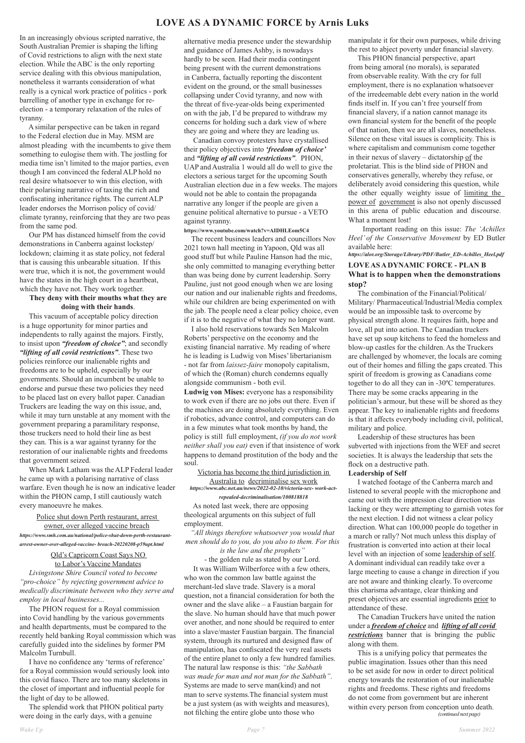# LOVE AS A DYNAMIC FORCE by Arnis Luks

In an increasingly obvious scripted narrative, the South Australian Premier is shaping the lifting of Covid restrictions to align with the next state election. While the ABC is the only reporting service dealing with this obvious manipulation, nonetheless it warrants consideration of what really is a cynical work practice of politics - pork barrelling of another type in exchange for re-election - a temporary relaxation of the rules of tyranny.

A similar perspective can be taken in regard to the Federal election due in May. MSM are almost pleading with the incumbents to give them something to eulogise them with. The jostling for media time isn't limited to the major parties, even though I am convinced the federal ALP hold no real desire whatsoever to win this election, with their polarising narrative of taxing the rich and confiscating inheritance rights. The current ALP leader endorses the Morrison policy of covid/ climate tyranny, reinforcing that they are two peas from the same pod.

Our PM has distanced himself from the covid demonstrations in Canberra against lockstep/ lockdown; claiming it as state policy, not federal that is causing this unbearable situation. If this were true, which it is not, the government would have the states in the high court in a heartbeat, which they have not. They work together.

**They deny with their mouths what they are doing with their hands**.

This vacuum of acceptable policy direction is a huge opportunity for minor parties and independents to rally against the majors. Firstly, to insist upon ***"freedom of choice"***; and secondly ***"lifting of all covid restrictions"***. These two policies reinforce our inalienable rights and freedoms are to be upheld, especially by our governments. Should an incumbent be unable to endorse and pursue these two policies they need to be placed last on every ballot paper. Canadian Truckers are leading the way on this issue, and, while it may turn unstable at any moment with the government preparing a paramilitary response, those truckers need to hold their line as best they can. This is a war against tyranny for the restoration of our inalienable rights and freedoms that government seized.

When Mark Latham was the ALP Federal leader he came up with a polarising narrative of class warfare. Even though he is now an indicative leader within the PHON camp, I still cautiously watch every manoeuvre he makes.

Police shut down Perth restaurant, arrest owner, over alleged vaccine breach

***https://www.smh.com.au/national/police-shut-down-perth-restaurant-arrest-owner-over-alleged-vaccine-breach-20220208-p59upt.html***

Qld's Capricorn Coast Says NO to Labor's Vaccine Mandates

*Livingstone Shire Council voted to become "pro-choice" by rejecting government advice to medically discriminate between who they serve and employ in local businesses...*

The PHON request for a Royal commission into Covid handling by the various governments and health departments, must be compared to the recently held banking Royal commission which was carefully guided into the sidelines by former PM Malcolm Turnbull.

I have no confidence any 'terms of reference' for a Royal commission would seriously look into this covid fiasco. There are too many skeletons in the closet of important and influential people for the light of day to be allowed.

The splendid work that PHON political party were doing in the early days, with a genuine alternative media presence under the stewardship and guidance of James Ashby, is nowadays hardly to be seen. Had their media contingent being present with the current demonstrations in Canberra, factually reporting the discontent evident on the ground, or the small businesses collapsing under Covid tyranny, and now with the threat of five-year-olds being experimented on with the jab, I'd be prepared to withdraw my concerns for holding such a dark view of where they are going and where they are leading us.

Canadian convoy protesters have crystallised their policy objectives into ***'freedom of choice'*** and ***"lifting of all covid restrictions"***. PHON, UAP and Australia 1 would all do well to give the electors a serious target for the upcoming South Australian election due in a few weeks. The majors would not be able to contain the propaganda narrative any longer if the people are given a genuine political alternative to pursue - a VETO against tyranny.

**https://www.youtube.com/watch?v=AIDHLEom5C4**

The recent business leaders and councillors Nov 2021 town hall meeting in Yapoon, Qld was all good stuff but while Pauline Hanson had the mic, she only committed to managing everything better than was being done by current leadership. Sorry Pauline, just not good enough when we are losing our nation and our inalienable rights and freedoms, while our children are being experimented on with the jab. The people need a clear policy choice, even if it is to the negative of what they no longer want.

I also hold reservations towards Sen Malcolm Roberts' perspective on the economy and the existing financial narrative. My reading of where he is leading is Ludwig von Mises' libertarianism - not far from *laissez-faire* monopoly capitalism, of which the (Roman) church condemns equally alongside communism - both evil.

**Ludwig von Mises:** everyone has a responsibility to work even if there are no jobs out there. Even if the machines are doing absolutely everything. Even if robotics, advance control, and computers can do in a few minutes what took months by hand, the policy is still full employment, *(if you do not work neither shall you eat)* even if that insistence of work happens to demand prostitution of the body and the soul.

Victoria has become the third jurisdiction in Australia to decriminalise sex work

***https://www.abc.net.au/news/2022-02-10/victoria-sex-work-act-repealed-decriminalisation/100818818***

As noted last week, there are opposing theological arguments on this subject of full employment.

*"All things therefore whatsoever you would that men should do to you, do you also to them. For this is the law and the prophets"*

- the golden rule as stated by our Lord.

It was William Wilberforce with a few others, who won the common law battle against the merchant-led slave trade. Slavery is a moral question, not a financial consideration for both the owner and the slave alike – a Faustian bargain for the slave. No human should have that much power over another, and none should be required to enter into a slave/master Faustian bargain. The financial system, through its nurtured and designed flaw of manipulation, has confiscated the very real assets of the entire planet to only a few hundred families. The natural law response is this: *"the Sabbath was made for man and not man for the Sabbath"*. Systems are made to serve man(kind) and not man to serve systems. The financial system must be a just system (as with weights and measures), not filching the entire globe unto those who manipulate it for their own purposes, while driving the rest to abject poverty under financial slavery.

This PHON financial perspective, apart from being amoral (no morals), is separated from observable reality. With the cry for full employment, there is no explanation whatsoever of the irredeemable debt every nation in the world finds itself in. If you can't free yourself from financial slavery, if a nation cannot manage its own financial system for the benefit of the people of that nation, then we are all slaves, nonetheless. Silence on these vital issues is complicity. This is where capitalism and communism come together in their nexus of slavery – dictatorship of the proletariat. This is the blind side of PHON and conservatives generally, whereby they refuse, or deliberately avoid considering this question, while the other equally weighty issue of limiting the power of government is also not openly discussed in this arena of public education and discourse. What a moment lost!

Important reading on this issue: *The 'Achilles Heel' of the Conservative Movement* by ED Butler available here:

***https://alor.org/Storage/Library/PDF/Butler_ED-Achilles_Heel.pdf***

## LOVE AS A DYNAMIC FORCE - PLAN B

### What is to happen when the demonstrations stop?

The combination of the Financial/Political/ Military/ Pharmaceutical/Industrial/Media complex would be an impossible task to overcome by physical strength alone. It requires faith, hope and love, all put into action. The Canadian truckers have set up soup kitchens to feed the homeless and blow-up castles for the children. As the Truckers are challenged by whomever, the locals are coming out of their homes and filling the gaps created. This spirit of freedom is growing as Canadians come together to do all they can in -30ºC temperatures. There may be some cracks appearing in the politician's armour, but these will be shored as they appear. The key to inalienable rights and freedoms is that it affects everybody including civil, political, military and police.

Leadership of these structures has been subverted with injections from the WEF and secret societies. It is always the leadership that sets the flock on a destructive path.

**Leadership of Self**

I watched footage of the Canberra march and listened to several people with the microphone and came out with the impression clear direction was lacking or they were attempting to garnish votes for the next election. I did not witness a clear policy direction. What can 100,000 people do together in a march or rally? Not much unless this display of frustration is converted into action at their local level with an injection of some leadership of self. A dominant individual can readily take over a large meeting to cause a change in direction if you are not aware and thinking clearly. To overcome this charisma advantage, clear thinking and preset objectives are essential ingredients prior to attendance of these.

The Canadian Truckers have united the nation under a ***freedom of choice*** and ***lifting of all covid restrictions*** banner that is bringing the public along with them.

This is a unifying policy that permeates the public imagination. Issues other than this need to be set aside for now in order to direct political energy towards the restoration of our inalienable rights and freedoms. These rights and freedoms do not come from government but are inherent within every person from conception unto death.

*(continued next page)*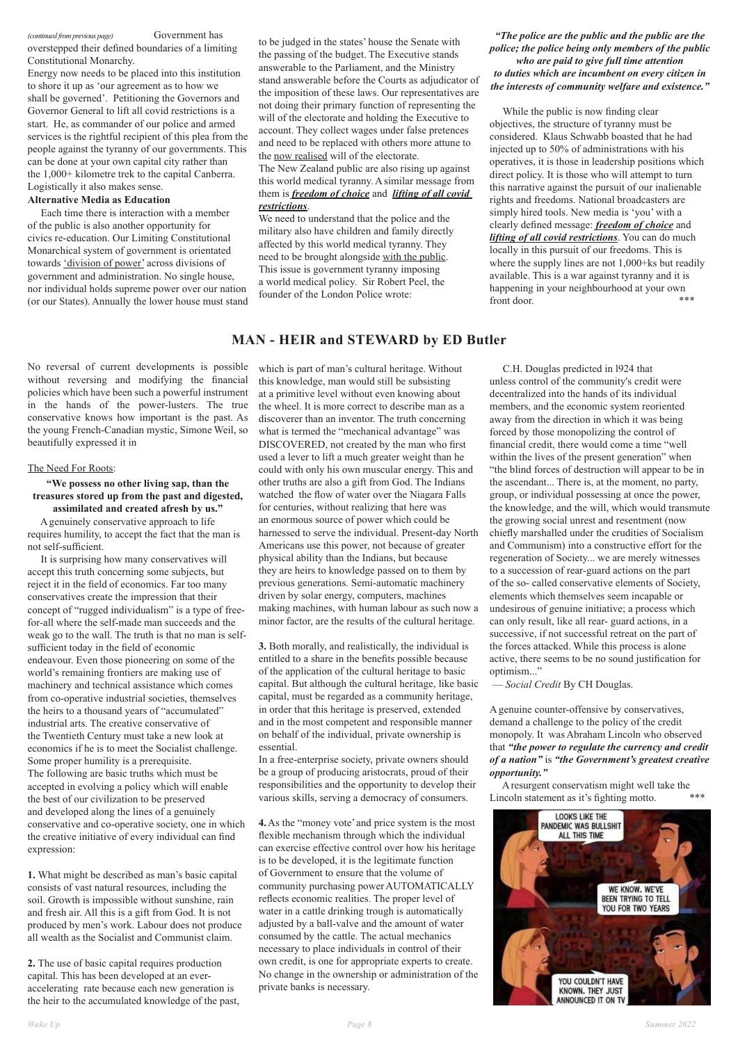*(continued from previous page)* Government has overstepped their defined boundaries of a limiting Constitutional Monarchy.

Energy now needs to be placed into this institution to shore it up as 'our agreement as to how we shall be governed'. Petitioning the Governors and Governor General to lift all covid restrictions is a start. He, as commander of our police and armed services is the rightful recipient of this plea from the people against the tyranny of our governments. This can be done at your own capital city rather than the 1,000+ kilometre trek to the capital Canberra. Logistically it also makes sense.

**Alternative Media as Education**

Each time there is interaction with a member of the public is also another opportunity for civics re-education. Our Limiting Constitutional Monarchical system of government is orientated towards 'division of power' across divisions of government and administration. No single house, nor individual holds supreme power over our nation (or our States). Annually the lower house must stand to be judged in the states' house the Senate with the passing of the budget. The Executive stands answerable to the Parliament, and the Ministry stand answerable before the Courts as adjudicator of the imposition of these laws. Our representatives are not doing their primary function of representing the will of the electorate and holding the Executive to account. They collect wages under false pretences and need to be replaced with others more attune to the now realised will of the electorate.

The New Zealand public are also rising up against this world medical tyranny. A similar message from them is ***freedom of choice*** and ***lifting of all covid restrictions***.

We need to understand that the police and the military also have children and family directly affected by this world medical tyranny. They need to be brought alongside with the public. This issue is government tyranny imposing a world medical policy. Sir Robert Peel, the founder of the London Police wrote:

***"The police are the public and the public are the police; the police being only members of the public who are paid to give full time attention to duties which are incumbent on every citizen in the interests of community welfare and existence."***

While the public is now finding clear objectives, the structure of tyranny must be considered. Klaus Schwabb boasted that he had injected up to 50% of administrations with his operatives, it is those in leadership positions which direct policy. It is those who will attempt to turn this narrative against the pursuit of our inalienable rights and freedoms. National broadcasters are simply hired tools. New media is 'you' with a clearly defined message: ***freedom of choice*** and ***lifting of all covid restrictions***. You can do much locally in this pursuit of our freedoms. This is where the supply lines are not 1,000+ks but readily available. This is a war against tyranny and it is happening in your neighbourhood at your own front door. ***

## MAN - HEIR and STEWARD by ED Butler

No reversal of current developments is possible without reversing and modifying the financial policies which have been such a powerful instrument in the hands of the power-lusters. The true conservative knows how important is the past. As the young French-Canadian mystic, Simone Weil, so beautifully expressed it in

The Need For Roots:

**"We possess no other living sap, than the treasures stored up from the past and digested, assimilated and created afresh by us."**

A genuinely conservative approach to life requires humility, to accept the fact that the man is not self-sufficient.

It is surprising how many conservatives will accept this truth concerning some subjects, but reject it in the field of economics. Far too many conservatives create the impression that their concept of "rugged individualism" is a type of free-for-all where the self-made man succeeds and the weak go to the wall. The truth is that no man is self-sufficient today in the field of economic endeavour. Even those pioneering on some of the world's remaining frontiers are making use of machinery and technical assistance which comes from co-operative industrial societies, themselves the heirs to a thousand years of "accumulated" industrial arts. The creative conservative of the Twentieth Century must take a new look at economics if he is to meet the Socialist challenge. Some proper humility is a prerequisite.

The following are basic truths which must be accepted in evolving a policy which will enable the best of our civilization to be preserved and developed along the lines of a genuinely conservative and co-operative society, one in which the creative initiative of every individual can find expression:

**1.** What might be described as man's basic capital consists of vast natural resources, including the soil. Growth is impossible without sunshine, rain and fresh air. All this is a gift from God. It is not produced by men's work. Labour does not produce all wealth as the Socialist and Communist claim.

**2.** The use of basic capital requires production capital. This has been developed at an ever-accelerating rate because each new generation is the heir to the accumulated knowledge of the past, which is part of man's cultural heritage. Without this knowledge, man would still be subsisting at a primitive level without even knowing about the wheel. It is more correct to describe man as a discoverer than an inventor. The truth concerning what is termed the "mechanical advantage" was DISCOVERED, not created by the man who first used a lever to lift a much greater weight than he could with only his own muscular energy. This and other truths are also a gift from God. The Indians watched the flow of water over the Niagara Falls for centuries, without realizing that here was an enormous source of power which could be harnessed to serve the individual. Present-day North Americans use this power, not because of greater physical ability than the Indians, but because they are heirs to knowledge passed on to them by previous generations. Semi-automatic machinery driven by solar energy, computers, machines making machines, with human labour as such now a minor factor, are the results of the cultural heritage.

**3.** Both morally, and realistically, the individual is entitled to a share in the benefits possible because of the application of the cultural heritage to basic capital. But although the cultural heritage, like basic capital, must be regarded as a community heritage, in order that this heritage is preserved, extended and in the most competent and responsible manner on behalf of the individual, private ownership is essential.

In a free-enterprise society, private owners should be a group of producing aristocrats, proud of their responsibilities and the opportunity to develop their various skills, serving a democracy of consumers.

**4.** As the "money vote' and price system is the most flexible mechanism through which the individual can exercise effective control over how his heritage is to be developed, it is the legitimate function of Government to ensure that the volume of community purchasing power AUTOMATICALLY reflects economic realities. The proper level of water in a cattle drinking trough is automatically adjusted by a ball-valve and the amount of water consumed by the cattle. The actual mechanics necessary to place individuals in control of their own credit, is one for appropriate experts to create. No change in the ownership or administration of the private banks is necessary.

C.H. Douglas predicted in l924 that unless control of the community's credit were decentralized into the hands of its individual members, and the economic system reoriented away from the direction in which it was being forced by those monopolizing the control of financial credit, there would come a time "well within the lives of the present generation" when "the blind forces of destruction will appear to be in the ascendant... There is, at the moment, no party, group, or individual possessing at once the power, the knowledge, and the will, which would transmute the growing social unrest and resentment (now chiefly marshalled under the crudities of Socialism and Communism) into a constructive effort for the regeneration of Society... we are merely witnesses to a succession of rear-guard actions on the part of the so- called conservative elements of Society, elements which themselves seem incapable or undesirous of genuine initiative; a process which can only result, like all rear- guard actions, in a successive, if not successful retreat on the part of the forces attacked. While this process is alone active, there seems to be no sound justification for optimism..."

— *Social Credit* By CH Douglas.

A genuine counter-offensive by conservatives, demand a challenge to the policy of the credit monopoly. It was Abraham Lincoln who observed that ***"the power to regulate the currency and credit of a nation"*** is ***"the Government's greatest creative opportunity."***

A resurgent conservatism might well take the Lincoln statement as it's fighting motto. ***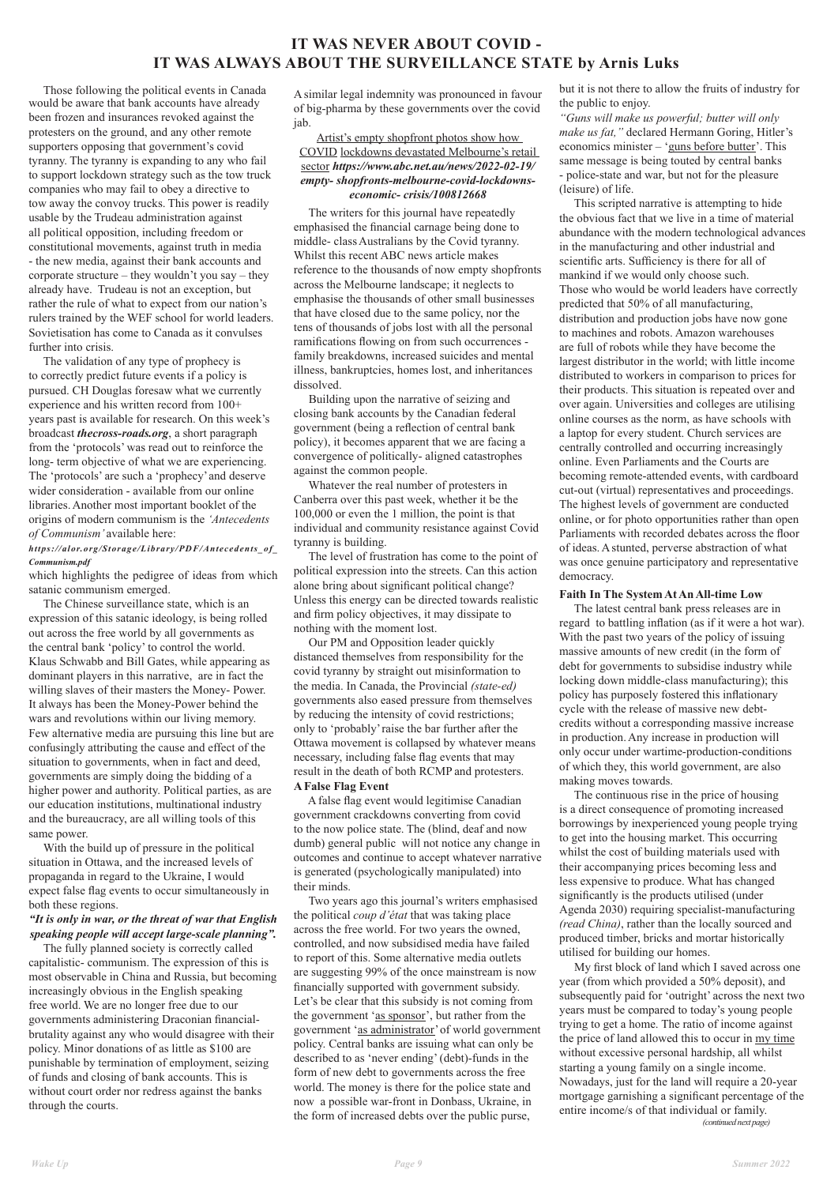# IT WAS NEVER ABOUT COVID - IT WAS ALWAYS ABOUT THE SURVEILLANCE STATE by Arnis Luks

Those following the political events in Canada would be aware that bank accounts have already been frozen and insurances revoked against the protesters on the ground, and any other remote supporters opposing that government's covid tyranny. The tyranny is expanding to any who fail to support lockdown strategy such as the tow truck companies who may fail to obey a directive to tow away the convoy trucks. This power is readily usable by the Trudeau administration against all political opposition, including freedom or constitutional movements, against truth in media - the new media, against their bank accounts and corporate structure – they wouldn't you say – they already have. Trudeau is not an exception, but rather the rule of what to expect from our nation's rulers trained by the WEF school for world leaders. Sovietisation has come to Canada as it convulses further into crisis.

The validation of any type of prophecy is to correctly predict future events if a policy is pursued. CH Douglas foresaw what we currently experience and his written record from 100+ years past is available for research. On this week's broadcast ***thecross-roads.org***, a short paragraph from the 'protocols' was read out to reinforce the long- term objective of what we are experiencing. The 'protocols' are such a 'prophecy' and deserve wider consideration - available from our online libraries. Another most important booklet of the origins of modern communism is the *'Antecedents of Communism'* available here:

***https://alor.org/Storage/Library/PDF/Antecedents_of_Communism.pdf***

which highlights the pedigree of ideas from which satanic communism emerged.

The Chinese surveillance state, which is an expression of this satanic ideology, is being rolled out across the free world by all governments as the central bank 'policy' to control the world. Klaus Schwabb and Bill Gates, while appearing as dominant players in this narrative, are in fact the willing slaves of their masters the Money- Power. It always has been the Money-Power behind the wars and revolutions within our living memory. Few alternative media are pursuing this line but are confusingly attributing the cause and effect of the situation to governments, when in fact and deed, governments are simply doing the bidding of a higher power and authority. Political parties, as are our education institutions, multinational industry and the bureaucracy, are all willing tools of this same power.

With the build up of pressure in the political situation in Ottawa, and the increased levels of propaganda in regard to the Ukraine, I would expect false flag events to occur simultaneously in both these regions.

***"It is only in war, or the threat of war that English speaking people will accept large-scale planning".***

The fully planned society is correctly called capitalistic- communism. The expression of this is most observable in China and Russia, but becoming increasingly obvious in the English speaking free world. We are no longer free due to our governments administering Draconian financial- brutality against any who would disagree with their policy. Minor donations of as little as $100 are punishable by termination of employment, seizing of funds and closing of bank accounts. This is without court order nor redress against the banks through the courts.

A similar legal indemnity was pronounced in favour of big-pharma by these governments over the covid jab.

Artist's empty shopfront photos show how COVID lockdowns devastated Melbourne's retail sector ***https://www.abc.net.au/news/2022-02-19/empty- shopfronts-melbourne-covid-lockdowns-economic- crisis/100812668***

The writers for this journal have repeatedly emphasised the financial carnage being done to middle- class Australians by the Covid tyranny. Whilst this recent ABC news article makes reference to the thousands of now empty shopfronts across the Melbourne landscape; it neglects to emphasise the thousands of other small businesses that have closed due to the same policy, nor the tens of thousands of jobs lost with all the personal ramifications flowing on from such occurrences - family breakdowns, increased suicides and mental illness, bankruptcies, homes lost, and inheritances dissolved.

Building upon the narrative of seizing and closing bank accounts by the Canadian federal government (being a reflection of central bank policy), it becomes apparent that we are facing a convergence of politically- aligned catastrophes against the common people.

Whatever the real number of protesters in Canberra over this past week, whether it be the 100,000 or even the 1 million, the point is that individual and community resistance against Covid tyranny is building.

The level of frustration has come to the point of political expression into the streets. Can this action alone bring about significant political change? Unless this energy can be directed towards realistic and firm policy objectives, it may dissipate to nothing with the moment lost.

Our PM and Opposition leader quickly distanced themselves from responsibility for the covid tyranny by straight out misinformation to the media. In Canada, the Provincial *(state-ed)* governments also eased pressure from themselves by reducing the intensity of covid restrictions; only to 'probably' raise the bar further after the Ottawa movement is collapsed by whatever means necessary, including false flag events that may result in the death of both RCMP and protesters.

**A False Flag Event**

A false flag event would legitimise Canadian government crackdowns converting from covid to the now police state. The (blind, deaf and now dumb) general public will not notice any change in outcomes and continue to accept whatever narrative is generated (psychologically manipulated) into their minds.

Two years ago this journal's writers emphasised the political *coup d'état* that was taking place across the free world. For two years the owned, controlled, and now subsidised media have failed to report of this. Some alternative media outlets are suggesting 99% of the once mainstream is now financially supported with government subsidy. Let's be clear that this subsidy is not coming from the government 'as sponsor', but rather from the government 'as administrator' of world government policy. Central banks are issuing what can only be described to as 'never ending' (debt)-funds in the form of new debt to governments across the free world. The money is there for the police state and now a possible war-front in Donbass, Ukraine, in the form of increased debts over the public purse, but it is not there to allow the fruits of industry for the public to enjoy.

*"Guns will make us powerful; butter will only make us fat,"* declared Hermann Goring, Hitler's economics minister – 'guns before butter'. This same message is being touted by central banks - police-state and war, but not for the pleasure (leisure) of life.

This scripted narrative is attempting to hide the obvious fact that we live in a time of material abundance with the modern technological advances in the manufacturing and other industrial and scientific arts. Sufficiency is there for all of mankind if we would only choose such.

Those who would be world leaders have correctly predicted that 50% of all manufacturing, distribution and production jobs have now gone to machines and robots. Amazon warehouses are full of robots while they have become the largest distributor in the world; with little income distributed to workers in comparison to prices for their products. This situation is repeated over and over again. Universities and colleges are utilising online courses as the norm, as have schools with a laptop for every student. Church services are centrally controlled and occurring increasingly online. Even Parliaments and the Courts are becoming remote-attended events, with cardboard cut-out (virtual) representatives and proceedings. The highest levels of government are conducted online, or for photo opportunities rather than open Parliaments with recorded debates across the floor of ideas. A stunted, perverse abstraction of what was once genuine participatory and representative democracy.

**Faith In The System At An All-time Low**

The latest central bank press releases are in regard to battling inflation (as if it were a hot war). With the past two years of the policy of issuing massive amounts of new credit (in the form of debt for governments to subsidise industry while locking down middle-class manufacturing); this policy has purposely fostered this inflationary cycle with the release of massive new debt-credits without a corresponding massive increase in production. Any increase in production will only occur under wartime-production-conditions of which they, this world government, are also making moves towards.

The continuous rise in the price of housing is a direct consequence of promoting increased borrowings by inexperienced young people trying to get into the housing market. This occurring whilst the cost of building materials used with their accompanying prices becoming less and less expensive to produce. What has changed significantly is the products utilised (under Agenda 2030) requiring specialist-manufacturing *(read China)*, rather than the locally sourced and produced timber, bricks and mortar historically utilised for building our homes.

My first block of land which I saved across one year (from which provided a 50% deposit), and subsequently paid for 'outright' across the next two years must be compared to today's young people trying to get a home. The ratio of income against the price of land allowed this to occur in my time without excessive personal hardship, all whilst starting a young family on a single income. Nowadays, just for the land will require a 20-year mortgage garnishing a significant percentage of the entire income/s of that individual or family.

*(continued next page)*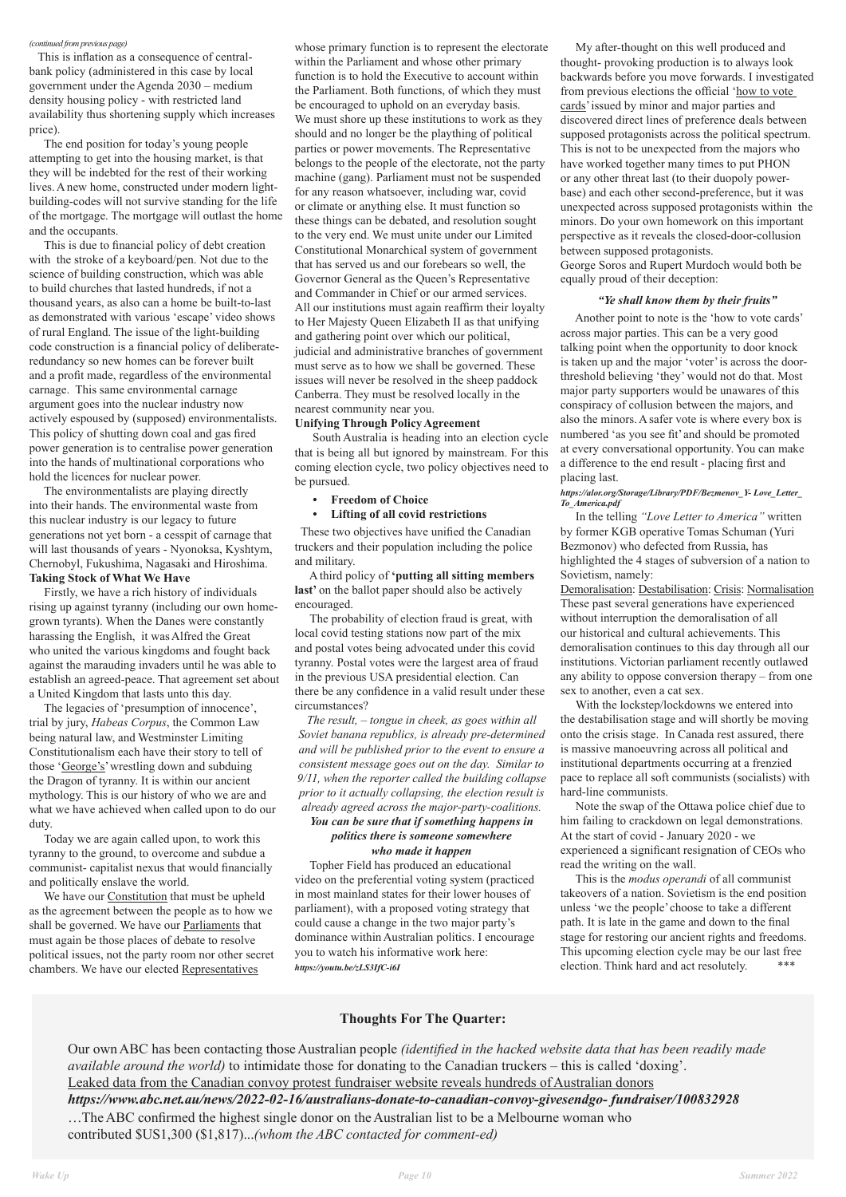*(continued from previous page)*

This is inflation as a consequence of central-bank policy (administered in this case by local government under the Agenda 2030 – medium density housing policy - with restricted land availability thus shortening supply which increases price).

The end position for today's young people attempting to get into the housing market, is that they will be indebted for the rest of their working lives. A new home, constructed under modern light-building-codes will not survive standing for the life of the mortgage. The mortgage will outlast the home and the occupants.

This is due to financial policy of debt creation with the stroke of a keyboard/pen. Not due to the science of building construction, which was able to build churches that lasted hundreds, if not a thousand years, as also can a home be built-to-last as demonstrated with various 'escape' video shows of rural England. The issue of the light-building code construction is a financial policy of deliberate-redundancy so new homes can be forever built and a profit made, regardless of the environmental carnage. This same environmental carnage argument goes into the nuclear industry now actively espoused by (supposed) environmentalists. This policy of shutting down coal and gas fired power generation is to centralise power generation into the hands of multinational corporations who hold the licences for nuclear power.

The environmentalists are playing directly into their hands. The environmental waste from this nuclear industry is our legacy to future generations not yet born - a cesspit of carnage that will last thousands of years - Nyonoksa, Kyshtym, Chernobyl, Fukushima, Nagasaki and Hiroshima.

**Taking Stock of What We Have**

Firstly, we have a rich history of individuals rising up against tyranny (including our own home-grown tyrants). When the Danes were constantly harassing the English, it was Alfred the Great who united the various kingdoms and fought back against the marauding invaders until he was able to establish an agreed-peace. That agreement set about a United Kingdom that lasts unto this day.

The legacies of 'presumption of innocence', trial by jury, *Habeas Corpus*, the Common Law being natural law, and Westminster Limiting Constitutionalism each have their story to tell of those 'George's' wrestling down and subduing the Dragon of tyranny. It is within our ancient mythology. This is our history of who we are and what we have achieved when called upon to do our duty.

Today we are again called upon, to work this tyranny to the ground, to overcome and subdue a communist- capitalist nexus that would financially and politically enslave the world.

We have our Constitution that must be upheld as the agreement between the people as to how we shall be governed. We have our Parliaments that must again be those places of debate to resolve political issues, not the party room nor other secret chambers. We have our elected Representatives whose primary function is to represent the electorate within the Parliament and whose other primary function is to hold the Executive to account within the Parliament. Both functions, of which they must be encouraged to uphold on an everyday basis. We must shore up these institutions to work as they should and no longer be the plaything of political parties or power movements. The Representative belongs to the people of the electorate, not the party machine (gang). Parliament must not be suspended for any reason whatsoever, including war, covid or climate or anything else. It must function so these things can be debated, and resolution sought to the very end. We must unite under our Limited Constitutional Monarchical system of government that has served us and our forebears so well, the Governor General as the Queen's Representative and Commander in Chief or our armed services. All our institutions must again reaffirm their loyalty to Her Majesty Queen Elizabeth II as that unifying and gathering point over which our political, judicial and administrative branches of government must serve as to how we shall be governed. These issues will never be resolved in the sheep paddock Canberra. They must be resolved locally in the nearest community near you.

**Unifying Through Policy Agreement**

South Australia is heading into an election cycle that is being all but ignored by mainstream. For this coming election cycle, two policy objectives need to be pursued.

- **Freedom of Choice**
- **Lifting of all covid restrictions**

These two objectives have unified the Canadian truckers and their population including the police and military.

A third policy of **'putting all sitting members last'** on the ballot paper should also be actively encouraged.

The probability of election fraud is great, with local covid testing stations now part of the mix and postal votes being advocated under this covid tyranny. Postal votes were the largest area of fraud in the previous USA presidential election. Can there be any confidence in a valid result under these circumstances?

*The result, – tongue in cheek, as goes within all Soviet banana republics, is already pre-determined and will be published prior to the event to ensure a consistent message goes out on the day. Similar to 9/11, when the reporter called the building collapse prior to it actually collapsing, the election result is already agreed across the major-party-coalitions.*

***You can be sure that if something happens in politics there is someone somewhere who made it happen***

Topher Field has produced an educational video on the preferential voting system (practiced in most mainland states for their lower houses of parliament), with a proposed voting strategy that could cause a change in the two major party's dominance within Australian politics. I encourage you to watch his informative work here:
***https://youtu.be/zLS3IfC-i6I***

My after-thought on this well produced and thought- provoking production is to always look backwards before you move forwards. I investigated from previous elections the official 'how to vote cards' issued by minor and major parties and discovered direct lines of preference deals between supposed protagonists across the political spectrum. This is not to be unexpected from the majors who have worked together many times to put PHON or any other threat last (to their duopoly power-base) and each other second-preference, but it was unexpected across supposed protagonists within the minors. Do your own homework on this important perspective as it reveals the closed-door-collusion between supposed protagonists.
George Soros and Rupert Murdoch would both be equally proud of their deception:

***"Ye shall know them by their fruits"***

Another point to note is the 'how to vote cards' across major parties. This can be a very good talking point when the opportunity to door knock is taken up and the major 'voter' is across the door-threshold believing 'they' would not do that. Most major party supporters would be unawares of this conspiracy of collusion between the majors, and also the minors. A safer vote is where every box is numbered 'as you see fit' and should be promoted at every conversational opportunity. You can make a difference to the end result - placing first and placing last.

***https://alor.org/Storage/Library/PDF/Bezmenov_Y- Love_Letter_To_America.pdf***

In the telling *"Love Letter to America"* written by former KGB operative Tomas Schuman (Yuri Bezmonov) who defected from Russia, has highlighted the 4 stages of subversion of a nation to Sovietism, namely:
Demoralisation: Destabilisation: Crisis: Normalisation
These past several generations have experienced without interruption the demoralisation of all our historical and cultural achievements. This demoralisation continues to this day through all our institutions. Victorian parliament recently outlawed any ability to oppose conversion therapy – from one sex to another, even a cat sex.

With the lockstep/lockdowns we entered into the destabilisation stage and will shortly be moving onto the crisis stage. In Canada rest assured, there is massive manoeuvring across all political and institutional departments occurring at a frenzied pace to replace all soft communists (socialists) with hard-line communists.

Note the swap of the Ottawa police chief due to him failing to crackdown on legal demonstrations. At the start of covid - January 2020 - we experienced a significant resignation of CEOs who read the writing on the wall.

This is the *modus operandi* of all communist takeovers of a nation. Sovietism is the end position unless 'we the people' choose to take a different path. It is late in the game and down to the final stage for restoring our ancient rights and freedoms. This upcoming election cycle may be our last free election. Think hard and act resolutely. \*\*\*

### Thoughts For The Quarter:

Our own ABC has been contacting those Australian people *(identified in the hacked website data that has been readily made available around the world)* to intimidate those for donating to the Canadian truckers – this is called 'doxing'.
Leaked data from the Canadian convoy protest fundraiser website reveals hundreds of Australian donors
***https://www.abc.net.au/news/2022-02-16/australians-donate-to-canadian-convoy-givesendgo- fundraiser/100832928***
…The ABC confirmed the highest single donor on the Australian list to be a Melbourne woman who contributed $US1,300 ($1,817)...*(whom the ABC contacted for comment-ed)*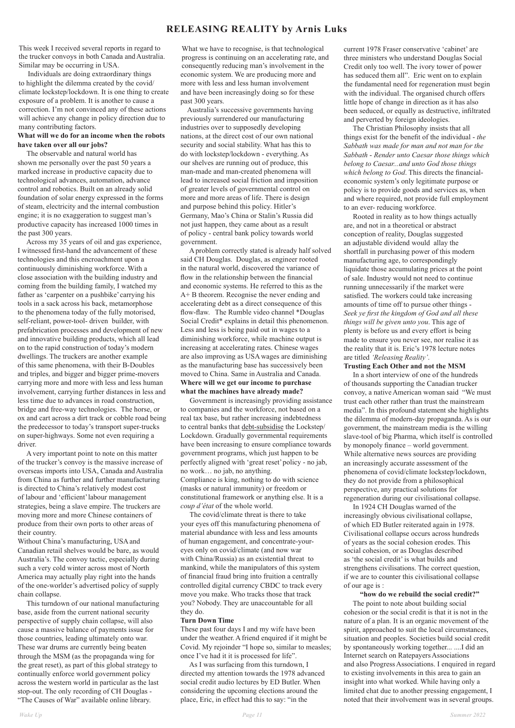# RELEASING REALITY by Arnis Luks

This week I received several reports in regard to the trucker convoys in both Canada and Australia. Similar may be occurring in USA.

Individuals are doing extraordinary things to highlight the dilemma created by the covid/climate lockstep/lockdown. It is one thing to create exposure of a problem. It is another to cause a correction. I'm not convinced any of these actions will achieve any change in policy direction due to many contributing factors.

**What will we do for an income when the robots have taken over all our jobs?**

The observable and natural world has shown me personally over the past 50 years a marked increase in productive capacity due to technological advances, automation, advance control and robotics. Built on an already solid foundation of solar energy expressed in the forms of steam, electricity and the internal combustion engine; it is no exaggeration to suggest man's productive capacity has increased 1000 times in the past 300 years.

Across my 35 years of oil and gas experience, I witnessed first-hand the advancement of these technologies and this encroachment upon a continuously diminishing workforce. With a close association with the building industry and coming from the building family, I watched my father as 'carpenter on a pushbike' carrying his tools in a sack across his back, metamorphose to the phenomena today of the fully motorised, self-reliant, power-tool- driven builder, with prefabrication processes and development of new and innovative building products, which all lead on to the rapid construction of today's modern dwellings. The truckers are another example of this same phenomena, with their B-Doubles and triples, and bigger and bigger prime-movers carrying more and more with less and less human involvement, carrying further distances in less and less time due to advances in road construction, bridge and free-way technologies. The horse, or ox and cart across a dirt track or cobble road being the predecessor to today's transport super-trucks on super-highways. Some not even requiring a driver.

A very important point to note on this matter of the trucker's convoy is the massive increase of overseas imports into USA, Canada and Australia from China as further and further manufacturing is directed to China's relatively modest cost of labour and 'efficient' labour management strategies, being a slave empire. The truckers are moving more and more Chinese containers of produce from their own ports to other areas of their country.

Without China's manufacturing, USA and Canadian retail shelves would be bare, as would Australia's. The convoy tactic, especially during such a very cold winter across most of North America may actually play right into the hands of the one-worlder's advertised policy of supply chain collapse.

This turndown of our national manufacturing base, aside from the current national security perspective of supply chain collapse, will also cause a massive balance of payments issue for those countries, leading ultimately onto war. These war drums are currently being beaten through the MSM (as the propaganda wing for the great reset), as part of this global strategy to continually enforce world government policy across the western world in particular as the last stop-out. The only recording of CH Douglas - "The Causes of War" available online library.

What we have to recognise, is that technological progress is continuing on an accelerating rate, and consequently reducing man's involvement in the economic system. We are producing more and more with less and less human involvement and have been increasingly doing so for these past 300 years.

Australia's successive governments having previously surrendered our manufacturing industries over to supposedly developing nations, at the direct cost of our own national security and social stability. What has this to do with lockstep/lockdown - everything. As our shelves are running out of produce, this man-made and man-created phenomena will lead to increased social friction and imposition of greater levels of governmental control on more and more areas of life. There is design and purpose behind this policy. Hitler's Germany, Mao's China or Stalin's Russia did not just happen, they came about as a result of policy - central bank policy towards world government.

A problem correctly stated is already half solved said CH Douglas. Douglas, as engineer rooted in the natural world, discovered the variance of flow in the relationship between the financial and economic systems. He referred to this as the A+ B theorem. Recognise the never ending and accelerating debt as a direct consequence of this flow-flaw. The Rumble video channel *Douglas Social Credit* explains in detail this phenomenon. Less and less is being paid out in wages to a diminishing workforce, while machine output is increasing at accelerating rates. Chinese wages are also improving as USA wages are diminishing as the manufacturing base has successively been moved to China. Same in Australia and Canada.

**Where will we get our income to purchase what the machines have already made?**

Government is increasingly providing assistance to companies and the workforce, not based on a real tax base, but rather increasing indebtedness to central banks that debt-subsidise the Lockstep/Lockdown. Gradually governmental requirements have been increasing to ensure compliance towards government programs, which just happen to be perfectly aligned with 'great reset' policy - no jab, no work… no jab, no anything.

Compliance is king, nothing to do with science (masks or natural immunity) or freedom or constitutional framework or anything else. It is a *coup d'état* of the whole world.

The covid/climate threat is there to take your eyes off this manufacturing phenomena of material abundance with less and less amounts of human engagement, and concentrate-your-eyes only on covid/climate (and now war with China/Russia) as an existential threat to mankind, while the manipulators of this system of financial fraud bring into fruition a centrally controlled digital currency CBDC to track every move you make. Who tracks those that track you? Nobody. They are unaccountable for all they do.

**Turn Down Time**

These past four days I and my wife have been under the weather. A friend enquired if it might be Covid. My rejoinder "I hope so, similar to measles; once I've had it it is processed for life".

As I was surfacing from this turndown, I directed my attention towards the 1978 advanced social credit audio lectures by ED Butler. When considering the upcoming elections around the place, Eric, in effect had this to say: "in the current 1978 Fraser conservative 'cabinet' are three ministers who understand Douglas Social Credit only too well. The ivory tower of power has seduced them all". Eric went on to explain the fundamental need for regeneration must begin with the individual. The organised church offers little hope of change in direction as it has also been seduced, or equally as destructive, infiltrated and perverted by foreign ideologies.

The Christian Philosophy insists that all things exist for the benefit of the individual - *the Sabbath was made for man and not man for the Sabbath - Render unto Caesar those things which belong to Caesar...and unto God those things which belong to God*. This directs the financial-economic system's only legitimate purpose or policy is to provide goods and services as, when and where required, not provide full employment to an ever- reducing workforce.

Rooted in reality as to how things actually are, and not in a theoretical or abstract conception of reality, Douglas suggested an adjustable dividend would allay the shortfall in purchasing power of this modern manufacturing age, to correspondingly liquidate those accumulating prices at the point of sale. Industry would not need to continue running unnecessarily if the market were satisfied. The workers could take increasing amounts of time off to pursue other things - *Seek ye first the kingdom of God and all these things will be given unto you*. This age of plenty is before us and every effort is being made to ensure you never see, nor realise it as the reality that it is. Eric's 1978 lecture notes are titled *'Releasing Reality'*.

**Trusting Each Other and not the MSM**

In a short interview of one of the hundreds of thousands supporting the Canadian trucker convoy, a native American woman said "We must trust each other rather than trust the mainstream media". In this profound statement she highlights the dilemma of modern-day propaganda. As is our government, the mainstream media is the willing slave-tool of big Pharma, which itself is controlled by monopoly finance – world government. While alternative news sources are providing an increasingly accurate assessment of the phenomena of covid/climate lockstep/lockdown, they do not provide from a philosophical perspective, any practical solutions for regeneration during our civilisational collapse.

In 1924 CH Douglas warned of the increasingly obvious civilisational collapse, of which ED Butler reiterated again in 1978. Civilisational collapse occurs across hundreds of years as the social cohesion erodes. This social cohesion, or as Douglas described as 'the social credit' is what builds and strengthens civilisations. The correct question, if we are to counter this civilisational collapse of our age is :

**"how do we rebuild the social credit?"**

The point to note about building social cohesion or the social credit is that it is not in the nature of a plan. It is an organic movement of the spirit, approached to suit the local circumstances, situation and peoples. Societies build social credit by spontaneously working together... ....I did an Internet search on Ratepayers Associations and also Progress Associations. I enquired in regard to existing involvements in this area to gain an insight into what worked. While having only a limited chat due to another pressing engagement, I noted that their involvement was in several groups.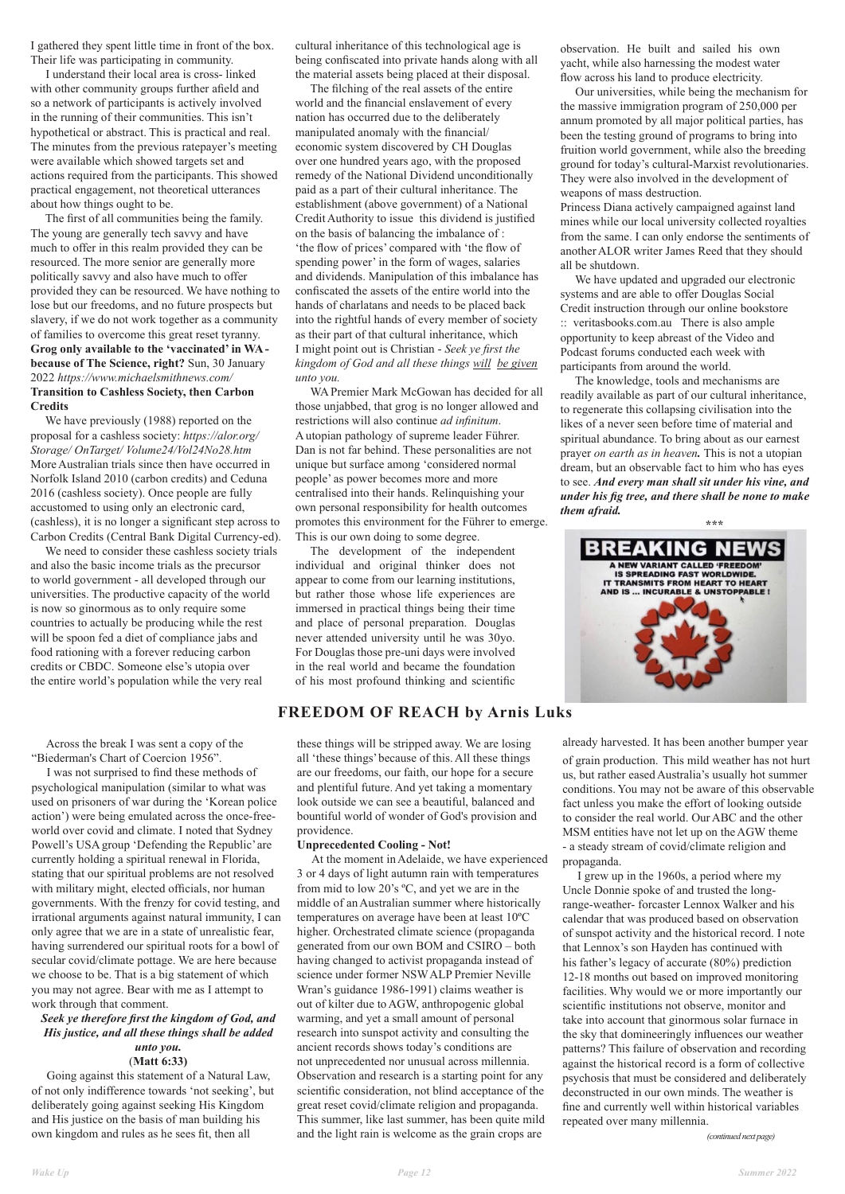I gathered they spent little time in front of the box. Their life was participating in community.

I understand their local area is cross- linked with other community groups further afield and so a network of participants is actively involved in the running of their communities. This isn't hypothetical or abstract. This is practical and real. The minutes from the previous ratepayer's meeting were available which showed targets set and actions required from the participants. This showed practical engagement, not theoretical utterances about how things ought to be.

The first of all communities being the family. The young are generally tech savvy and have much to offer in this realm provided they can be resourced. The more senior are generally more politically savvy and also have much to offer provided they can be resourced. We have nothing to lose but our freedoms, and no future prospects but slavery, if we do not work together as a community of families to overcome this great reset tyranny.

**Grog only available to the 'vaccinated' in WA - because of The Science, right?** Sun, 30 January 2022 *https://www.michaelsmithnews.com/*

**Transition to Cashless Society, then Carbon Credits**

We have previously (1988) reported on the proposal for a cashless society: *https://alor.org/ Storage/ OnTarget/ Volume24/Vol24No28.htm* More Australian trials since then have occurred in Norfolk Island 2010 (carbon credits) and Ceduna 2016 (cashless society). Once people are fully accustomed to using only an electronic card, (cashless), it is no longer a significant step across to Carbon Credits (Central Bank Digital Currency-ed).

We need to consider these cashless society trials and also the basic income trials as the precursor to world government - all developed through our universities. The productive capacity of the world is now so ginormous as to only require some countries to actually be producing while the rest will be spoon fed a diet of compliance jabs and food rationing with a forever reducing carbon credits or CBDC. Someone else's utopia over the entire world's population while the very real cultural inheritance of this technological age is being confiscated into private hands along with all the material assets being placed at their disposal.

The filching of the real assets of the entire world and the financial enslavement of every nation has occurred due to the deliberately manipulated anomaly with the financial/ economic system discovered by CH Douglas over one hundred years ago, with the proposed remedy of the National Dividend unconditionally paid as a part of their cultural inheritance. The establishment (above government) of a National Credit Authority to issue this dividend is justified on the basis of balancing the imbalance of : 'the flow of prices' compared with 'the flow of spending power' in the form of wages, salaries and dividends. Manipulation of this imbalance has confiscated the assets of the entire world into the hands of charlatans and needs to be placed back into the rightful hands of every member of society as their part of that cultural inheritance, which I might point out is Christian - *Seek ye first the kingdom of God and all these things will be given unto you.*

WA Premier Mark McGowan has decided for all those unjabbed, that grog is no longer allowed and restrictions will also continue *ad infinitum*. A utopian pathology of supreme leader Führer. Dan is not far behind. These personalities are not unique but surface among 'considered normal people' as power becomes more and more centralised into their hands. Relinquishing your own personal responsibility for health outcomes promotes this environment for the Führer to emerge. This is our own doing to some degree.

The development of the independent individual and original thinker does not appear to come from our learning institutions, but rather those whose life experiences are immersed in practical things being their time and place of personal preparation. Douglas never attended university until he was 30yo. For Douglas those pre-uni days were involved in the real world and became the foundation of his most profound thinking and scientific observation. He built and sailed his own yacht, while also harnessing the modest water flow across his land to produce electricity.

Our universities, while being the mechanism for the massive immigration program of 250,000 per annum promoted by all major political parties, has been the testing ground of programs to bring into fruition world government, while also the breeding ground for today's cultural-Marxist revolutionaries. They were also involved in the development of weapons of mass destruction.

Princess Diana actively campaigned against land mines while our local university collected royalties from the same. I can only endorse the sentiments of another ALOR writer James Reed that they should all be shutdown.

We have updated and upgraded our electronic systems and are able to offer Douglas Social Credit instruction through our online bookstore :: veritasbooks.com.au There is also ample opportunity to keep abreast of the Video and Podcast forums conducted each week with participants from around the world.

The knowledge, tools and mechanisms are readily available as part of our cultural inheritance, to regenerate this collapsing civilisation into the likes of a never seen before time of material and spiritual abundance. To bring about as our earnest prayer *on earth as in heaven.* This is not a utopian dream, but an observable fact to him who has eyes to see. ***And every man shall sit under his vine, and under his fig tree, and there shall be none to make them afraid.***

\*\*\*

BREAKING NEWS
A NEW VARIANT CALLED 'FREEDOM' IS SPREADING FAST WORLDWIDE. IT TRANSMITS FROM HEART TO HEART AND IS ... INCURABLE & UNSTOPPABLE !

## FREEDOM OF REACH by Arnis Luks

Across the break I was sent a copy of the "Biederman's Chart of Coercion 1956".

I was not surprised to find these methods of psychological manipulation (similar to what was used on prisoners of war during the 'Korean police action') were being emulated across the once-free-world over covid and climate. I noted that Sydney Powell's USA group 'Defending the Republic' are currently holding a spiritual renewal in Florida, stating that our spiritual problems are not resolved with military might, elected officials, nor human governments. With the frenzy for covid testing, and irrational arguments against natural immunity, I can only agree that we are in a state of unrealistic fear, having surrendered our spiritual roots for a bowl of secular covid/climate pottage. We are here because we choose to be. That is a big statement of which you may not agree. Bear with me as I attempt to work through that comment.

***Seek ye therefore first the kingdom of God, and His justice, and all these things shall be added unto you.***
(**Matt 6:33**)

Going against this statement of a Natural Law, of not only indifference towards 'not seeking', but deliberately going against seeking His Kingdom and His justice on the basis of man building his own kingdom and rules as he sees fit, then all these things will be stripped away. We are losing all 'these things' because of this. All these things are our freedoms, our faith, our hope for a secure and plentiful future. And yet taking a momentary look outside we can see a beautiful, balanced and bountiful world of wonder of God's provision and providence.

**Unprecedented Cooling - Not!**

At the moment in Adelaide, we have experienced 3 or 4 days of light autumn rain with temperatures from mid to low 20's ºC, and yet we are in the middle of an Australian summer where historically temperatures on average have been at least 10ºC higher. Orchestrated climate science (propaganda generated from our own BOM and CSIRO – both having changed to activist propaganda instead of science under former NSW ALP Premier Neville Wran's guidance 1986-1991) claims weather is out of kilter due to AGW, anthropogenic global warming, and yet a small amount of personal research into sunspot activity and consulting the ancient records shows today's conditions are not unprecedented nor unusual across millennia. Observation and research is a starting point for any scientific consideration, not blind acceptance of the great reset covid/climate religion and propaganda. This summer, like last summer, has been quite mild and the light rain is welcome as the grain crops are already harvested. It has been another bumper year of grain production. This mild weather has not hurt us, but rather eased Australia's usually hot summer conditions. You may not be aware of this observable fact unless you make the effort of looking outside to consider the real world. Our ABC and the other MSM entities have not let up on the AGW theme - a steady stream of covid/climate religion and propaganda.

I grew up in the 1960s, a period where my Uncle Donnie spoke of and trusted the long-range-weather- forcaster Lennox Walker and his calendar that was produced based on observation of sunspot activity and the historical record. I note that Lennox's son Hayden has continued with his father's legacy of accurate (80%) prediction 12-18 months out based on improved monitoring facilities. Why would we or more importantly our scientific institutions not observe, monitor and take into account that ginormous solar furnace in the sky that domineeringly influences our weather patterns? This failure of observation and recording against the historical record is a form of collective psychosis that must be considered and deliberately deconstructed in our own minds. The weather is fine and currently well within historical variables repeated over many millennia.

*(continued next page)*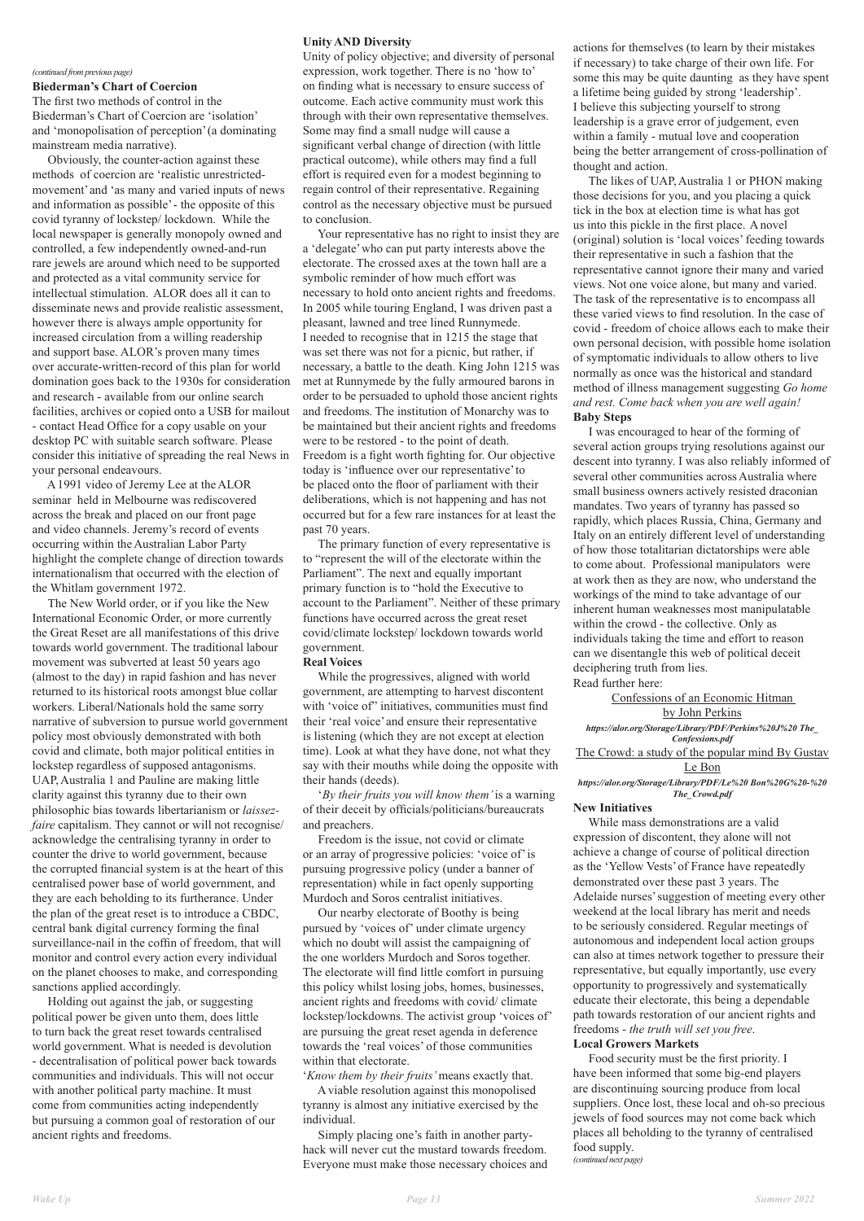*(continued from previous page)*

**Biederman's Chart of Coercion**

The first two methods of control in the Biederman's Chart of Coercion are 'isolation' and 'monopolisation of perception' (a dominating mainstream media narrative).

Obviously, the counter-action against these methods of coercion are 'realistic unrestricted-movement' and 'as many and varied inputs of news and information as possible' - the opposite of this covid tyranny of lockstep/ lockdown. While the local newspaper is generally monopoly owned and controlled, a few independently owned-and-run rare jewels are around which need to be supported and protected as a vital community service for intellectual stimulation. ALOR does all it can to disseminate news and provide realistic assessment, however there is always ample opportunity for increased circulation from a willing readership and support base. ALOR's proven many times over accurate-written-record of this plan for world domination goes back to the 1930s for consideration and research - available from our online search facilities, archives or copied onto a USB for mailout - contact Head Office for a copy usable on your desktop PC with suitable search software. Please consider this initiative of spreading the real News in your personal endeavours.

A 1991 video of Jeremy Lee at the ALOR seminar held in Melbourne was rediscovered across the break and placed on our front page and video channels. Jeremy's record of events occurring within the Australian Labor Party highlight the complete change of direction towards internationalism that occurred with the election of the Whitlam government 1972.

The New World order, or if you like the New International Economic Order, or more currently the Great Reset are all manifestations of this drive towards world government. The traditional labour movement was subverted at least 50 years ago (almost to the day) in rapid fashion and has never returned to its historical roots amongst blue collar workers. Liberal/Nationals hold the same sorry narrative of subversion to pursue world government policy most obviously demonstrated with both covid and climate, both major political entities in lockstep regardless of supposed antagonisms. UAP, Australia 1 and Pauline are making little clarity against this tyranny due to their own philosophic bias towards libertarianism or *laissez-faire* capitalism. They cannot or will not recognise/ acknowledge the centralising tyranny in order to counter the drive to world government, because the corrupted financial system is at the heart of this centralised power base of world government, and they are each beholding to its furtherance. Under the plan of the great reset is to introduce a CBDC, central bank digital currency forming the final surveillance-nail in the coffin of freedom, that will monitor and control every action every individual on the planet chooses to make, and corresponding sanctions applied accordingly.

Holding out against the jab, or suggesting political power be given unto them, does little to turn back the great reset towards centralised world government. What is needed is devolution - decentralisation of political power back towards communities and individuals. This will not occur with another political party machine. It must come from communities acting independently but pursuing a common goal of restoration of our ancient rights and freedoms.

**Unity AND Diversity**

Unity of policy objective; and diversity of personal expression, work together. There is no 'how to' on finding what is necessary to ensure success of outcome. Each active community must work this through with their own representative themselves. Some may find a small nudge will cause a significant verbal change of direction (with little practical outcome), while others may find a full effort is required even for a modest beginning to regain control of their representative. Regaining control as the necessary objective must be pursued to conclusion.

Your representative has no right to insist they are a 'delegate' who can put party interests above the electorate. The crossed axes at the town hall are a symbolic reminder of how much effort was necessary to hold onto ancient rights and freedoms. In 2005 while touring England, I was driven past a pleasant, lawned and tree lined Runnymede. I needed to recognise that in 1215 the stage that was set there was not for a picnic, but rather, if necessary, a battle to the death. King John 1215 was met at Runnymede by the fully armoured barons in order to be persuaded to uphold those ancient rights and freedoms. The institution of Monarchy was to be maintained but their ancient rights and freedoms were to be restored - to the point of death. Freedom is a fight worth fighting for. Our objective today is 'influence over our representative' to be placed onto the floor of parliament with their deliberations, which is not happening and has not occurred but for a few rare instances for at least the past 70 years.

The primary function of every representative is to "represent the will of the electorate within the Parliament". The next and equally important primary function is to "hold the Executive to account to the Parliament". Neither of these primary functions have occurred across the great reset covid/climate lockstep/ lockdown towards world government.

**Real Voices**

While the progressives, aligned with world government, are attempting to harvest discontent with 'voice of' initiatives, communities must find their 'real voice' and ensure their representative is listening (which they are not except at election time). Look at what they have done, not what they say with their mouths while doing the opposite with their hands (deeds).

'*By their fruits you will know them'* is a warning of their deceit by officials/politicians/bureaucrats and preachers.

Freedom is the issue, not covid or climate or an array of progressive policies: 'voice of' is pursuing progressive policy (under a banner of representation) while in fact openly supporting Murdoch and Soros centralist initiatives.

Our nearby electorate of Boothy is being pursued by 'voices of' under climate urgency which no doubt will assist the campaigning of the one worlders Murdoch and Soros together. The electorate will find little comfort in pursuing this policy whilst losing jobs, homes, businesses, ancient rights and freedoms with covid/ climate lockstep/lockdowns. The activist group 'voices of' are pursuing the great reset agenda in deference towards the 'real voices' of those communities within that electorate.

'*Know them by their fruits'* means exactly that.

A viable resolution against this monopolised tyranny is almost any initiative exercised by the individual.

Simply placing one's faith in another party-hack will never cut the mustard towards freedom. Everyone must make those necessary choices and actions for themselves (to learn by their mistakes if necessary) to take charge of their own life. For some this may be quite daunting as they have spent a lifetime being guided by strong 'leadership'. I believe this subjecting yourself to strong leadership is a grave error of judgement, even within a family - mutual love and cooperation being the better arrangement of cross-pollination of thought and action.

The likes of UAP, Australia 1 or PHON making those decisions for you, and you placing a quick tick in the box at election time is what has got us into this pickle in the first place. A novel (original) solution is 'local voices' feeding towards their representative in such a fashion that the representative cannot ignore their many and varied views. Not one voice alone, but many and varied. The task of the representative is to encompass all these varied views to find resolution. In the case of covid - freedom of choice allows each to make their own personal decision, with possible home isolation of symptomatic individuals to allow others to live normally as once was the historical and standard method of illness management suggesting *Go home and rest. Come back when you are well again!*

**Baby Steps**

I was encouraged to hear of the forming of several action groups trying resolutions against our descent into tyranny. I was also reliably informed of several other communities across Australia where small business owners actively resisted draconian mandates. Two years of tyranny has passed so rapidly, which places Russia, China, Germany and Italy on an entirely different level of understanding of how those totalitarian dictatorships were able to come about. Professional manipulators were at work then as they are now, who understand the workings of the mind to take advantage of our inherent human weaknesses most manipulatable within the crowd - the collective. Only as individuals taking the time and effort to reason can we disentangle this web of political deceit deciphering truth from lies.

Read further here:

Confessions of an Economic Hitman by John Perkins
***https://alor.org/Storage/Library/PDF/Perkins%20J%20 The_Confessions.pdf***

The Crowd: a study of the popular mind By Gustav Le Bon
***https://alor.org/Storage/Library/PDF/Le%20 Bon%20G%20-%20 The_Crowd.pdf***

**New Initiatives**

While mass demonstrations are a valid expression of discontent, they alone will not achieve a change of course of political direction as the 'Yellow Vests' of France have repeatedly demonstrated over these past 3 years. The Adelaide nurses' suggestion of meeting every other weekend at the local library has merit and needs to be seriously considered. Regular meetings of autonomous and independent local action groups can also at times network together to pressure their representative, but equally importantly, use every opportunity to progressively and systematically educate their electorate, this being a dependable path towards restoration of our ancient rights and freedoms - *the truth will set you free*.

**Local Growers Markets**

Food security must be the first priority. I have been informed that some big-end players are discontinuing sourcing produce from local suppliers. Once lost, these local and oh-so precious jewels of food sources may not come back which places all beholding to the tyranny of centralised food supply.

*(continued next page)*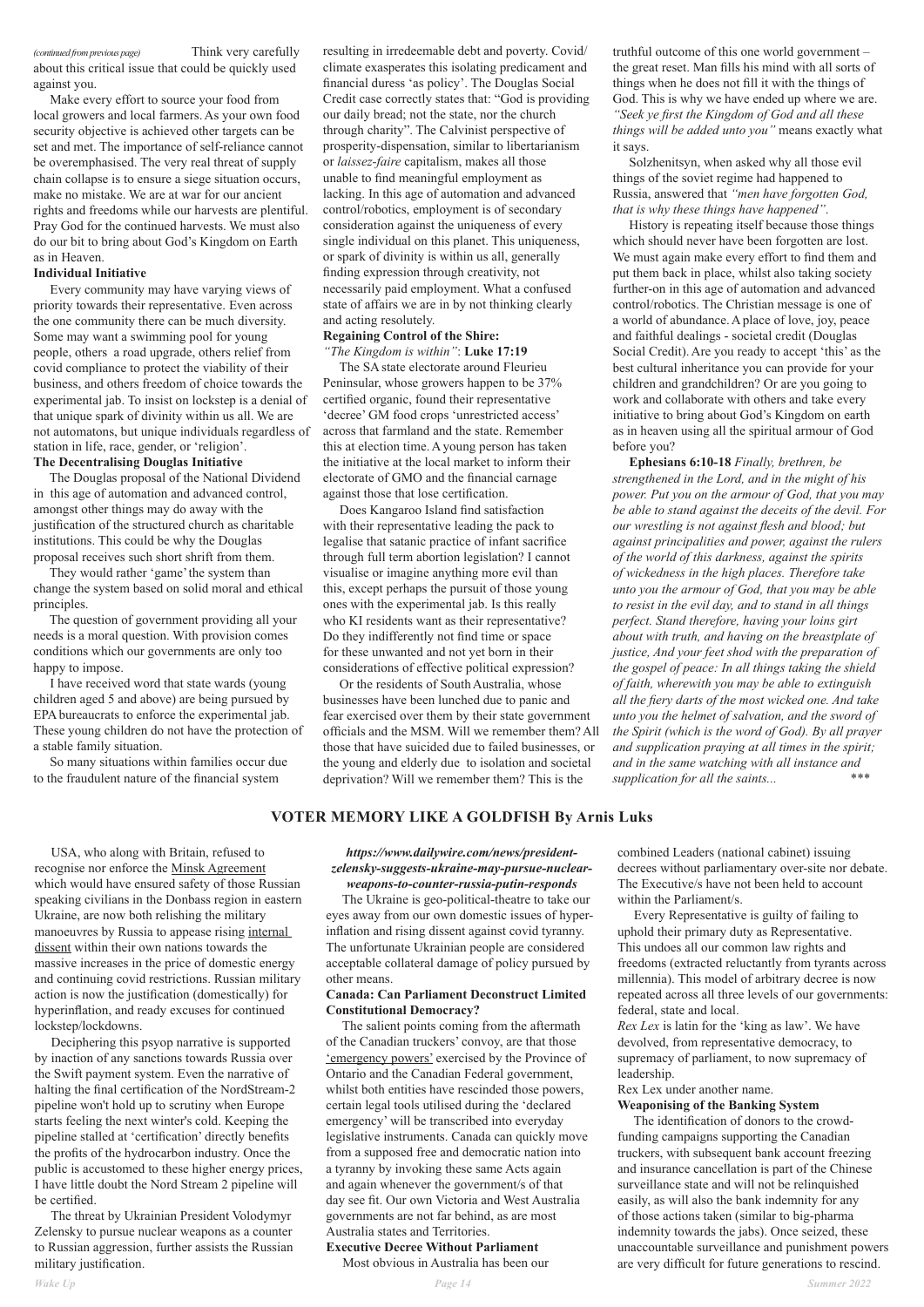*(continued from previous page)* Think very carefully about this critical issue that could be quickly used against you.

Make every effort to source your food from local growers and local farmers. As your own food security objective is achieved other targets can be set and met. The importance of self-reliance cannot be overemphasised. The very real threat of supply chain collapse is to ensure a siege situation occurs, make no mistake. We are at war for our ancient rights and freedoms while our harvests are plentiful. Pray God for the continued harvests. We must also do our bit to bring about God's Kingdom on Earth as in Heaven.

**Individual Initiative**

Every community may have varying views of priority towards their representative. Even across the one community there can be much diversity. Some may want a swimming pool for young people, others a road upgrade, others relief from covid compliance to protect the viability of their business, and others freedom of choice towards the experimental jab. To insist on lockstep is a denial of that unique spark of divinity within us all. We are not automatons, but unique individuals regardless of station in life, race, gender, or 'religion'.

**The Decentralising Douglas Initiative**

The Douglas proposal of the National Dividend in this age of automation and advanced control, amongst other things may do away with the justification of the structured church as charitable institutions. This could be why the Douglas proposal receives such short shrift from them.

They would rather 'game' the system than change the system based on solid moral and ethical principles.

The question of government providing all your needs is a moral question. With provision comes conditions which our governments are only too happy to impose.

I have received word that state wards (young children aged 5 and above) are being pursued by EPA bureaucrats to enforce the experimental jab. These young children do not have the protection of a stable family situation.

So many situations within families occur due to the fraudulent nature of the financial system resulting in irredeemable debt and poverty. Covid/climate exasperates this isolating predicament and financial duress 'as policy'. The Douglas Social Credit case correctly states that: "God is providing our daily bread; not the state, nor the church through charity". The Calvinist perspective of prosperity-dispensation, similar to libertarianism or *laissez-faire* capitalism, makes all those unable to find meaningful employment as lacking. In this age of automation and advanced control/robotics, employment is of secondary consideration against the uniqueness of every single individual on this planet. This uniqueness, or spark of divinity is within us all, generally finding expression through creativity, not necessarily paid employment. What a confused state of affairs we are in by not thinking clearly and acting resolutely.

**Regaining Control of the Shire:**

*"The Kingdom is within"*: **Luke 17:19**

The SA state electorate around Fleurieu Peninsular, whose growers happen to be 37% certified organic, found their representative 'decree' GM food crops 'unrestricted access' across that farmland and the state. Remember this at election time. A young person has taken the initiative at the local market to inform their electorate of GMO and the financial carnage against those that lose certification.

Does Kangaroo Island find satisfaction with their representative leading the pack to legalise that satanic practice of infant sacrifice through full term abortion legislation? I cannot visualise or imagine anything more evil than this, except perhaps the pursuit of those young ones with the experimental jab. Is this really who KI residents want as their representative? Do they indifferently not find time or space for these unwanted and not yet born in their considerations of effective political expression?

Or the residents of South Australia, whose businesses have been lunched due to panic and fear exercised over them by their state government officials and the MSM. Will we remember them? All those that have suicided due to failed businesses, or the young and elderly due to isolation and societal deprivation? Will we remember them? This is the truthful outcome of this one world government – the great reset. Man fills his mind with all sorts of things when he does not fill it with the things of God. This is why we have ended up where we are. *"Seek ye first the Kingdom of God and all these things will be added unto you"* means exactly what it says.

Solzhenitsyn, when asked why all those evil things of the soviet regime had happened to Russia, answered that *"men have forgotten God, that is why these things have happened"*.

History is repeating itself because those things which should never have been forgotten are lost. We must again make every effort to find them and put them back in place, whilst also taking society further-on in this age of automation and advanced control/robotics. The Christian message is one of a world of abundance. A place of love, joy, peace and faithful dealings - societal credit (Douglas Social Credit). Are you ready to accept 'this' as the best cultural inheritance you can provide for your children and grandchildren? Or are you going to work and collaborate with others and take every initiative to bring about God's Kingdom on earth as in heaven using all the spiritual armour of God before you?

**Ephesians 6:10-18** *Finally, brethren, be strengthened in the Lord, and in the might of his power. Put you on the armour of God, that you may be able to stand against the deceits of the devil. For our wrestling is not against flesh and blood; but against principalities and power, against the rulers of the world of this darkness, against the spirits of wickedness in the high places. Therefore take unto you the armour of God, that you may be able to resist in the evil day, and to stand in all things perfect. Stand therefore, having your loins girt about with truth, and having on the breastplate of justice, And your feet shod with the preparation of the gospel of peace: In all things taking the shield of faith, wherewith you may be able to extinguish all the fiery darts of the most wicked one. And take unto you the helmet of salvation, and the sword of the Spirit (which is the word of God). By all prayer and supplication praying at all times in the spirit; and in the same watching with all instance and supplication for all the saints...* \*\*\*

## VOTER MEMORY LIKE A GOLDFISH By Arnis Luks

USA, who along with Britain, refused to recognise nor enforce the Minsk Agreement which would have ensured safety of those Russian speaking civilians in the Donbass region in eastern Ukraine, are now both relishing the military manoeuvres by Russia to appease rising internal dissent within their own nations towards the massive increases in the price of domestic energy and continuing covid restrictions. Russian military action is now the justification (domestically) for hyperinflation, and ready excuses for continued lockstep/lockdowns.

Deciphering this psyop narrative is supported by inaction of any sanctions towards Russia over the Swift payment system. Even the narrative of halting the final certification of the NordStream-2 pipeline won't hold up to scrutiny when Europe starts feeling the next winter's cold. Keeping the pipeline stalled at 'certification' directly benefits the profits of the hydrocarbon industry. Once the public is accustomed to these higher energy prices, I have little doubt the Nord Stream 2 pipeline will be certified.

The threat by Ukrainian President Volodymyr Zelensky to pursue nuclear weapons as a counter to Russian aggression, further assists the Russian military justification.

***https://www.dailywire.com/news/president-zelensky-suggests-ukraine-may-pursue-nuclear-weapons-to-counter-russia-putin-responds***

The Ukraine is geo-political-theatre to take our eyes away from our own domestic issues of hyper-inflation and rising dissent against covid tyranny. The unfortunate Ukrainian people are considered acceptable collateral damage of policy pursued by other means.

**Canada: Can Parliament Deconstruct Limited Constitutional Democracy?**

The salient points coming from the aftermath of the Canadian truckers' convoy, are that those 'emergency powers' exercised by the Province of Ontario and the Canadian Federal government, whilst both entities have rescinded those powers, certain legal tools utilised during the 'declared emergency' will be transcribed into everyday legislative instruments. Canada can quickly move from a supposed free and democratic nation into a tyranny by invoking these same Acts again and again whenever the government/s of that day see fit. Our own Victoria and West Australia governments are not far behind, as are most Australia states and Territories.

**Executive Decree Without Parliament**

Most obvious in Australia has been our combined Leaders (national cabinet) issuing decrees without parliamentary over-site nor debate. The Executive/s have not been held to account within the Parliament/s.

Every Representative is guilty of failing to uphold their primary duty as Representative. This undoes all our common law rights and freedoms (extracted reluctantly from tyrants across millennia). This model of arbitrary decree is now repeated across all three levels of our governments: federal, state and local.

*Rex Lex* is latin for the 'king as law'. We have devolved, from representative democracy, to supremacy of parliament, to now supremacy of leadership.

Rex Lex under another name.

**Weaponising of the Banking System**

The identification of donors to the crowd-funding campaigns supporting the Canadian truckers, with subsequent bank account freezing and insurance cancellation is part of the Chinese surveillance state and will not be relinquished easily, as will also the bank indemnity for any of those actions taken (similar to big-pharma indemnity towards the jabs). Once seized, these unaccountable surveillance and punishment powers are very difficult for future generations to rescind.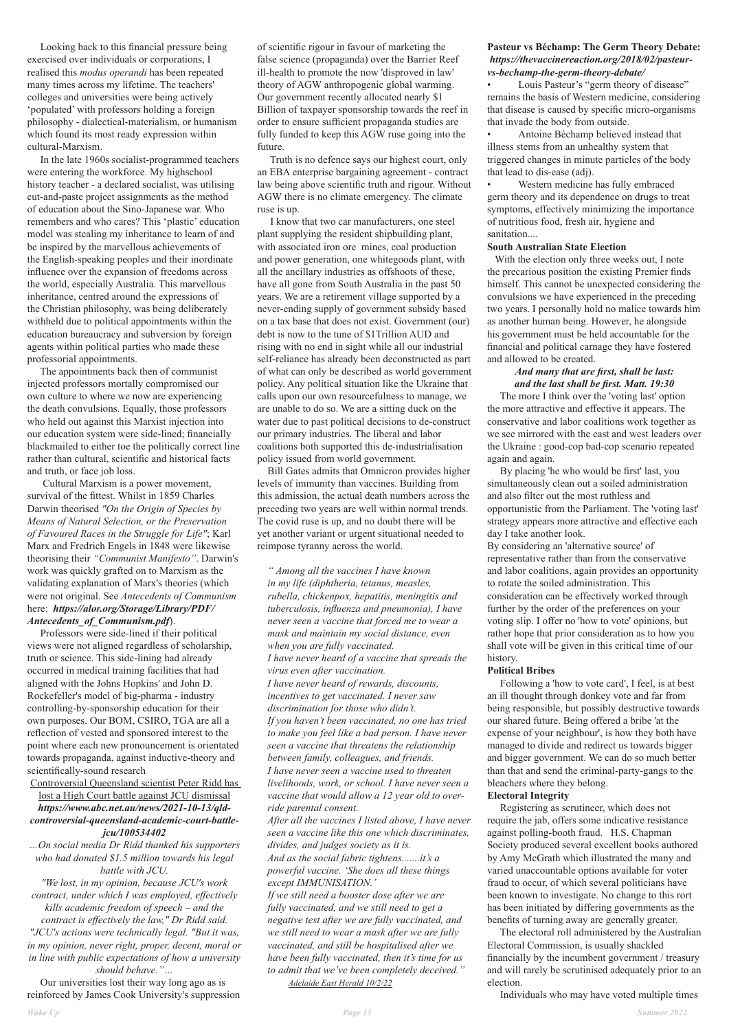Looking back to this financial pressure being exercised over individuals or corporations, I realised this *modus operandi* has been repeated many times across my lifetime. The teachers' colleges and universities were being actively 'populated' with professors holding a foreign philosophy - dialectical-materialism, or humanism which found its most ready expression within cultural-Marxism.

In the late 1960s socialist-programmed teachers were entering the workforce. My highschool history teacher - a declared socialist, was utilising cut-and-paste project assignments as the method of education about the Sino-Japanese war. Who remembers and who cares? This 'plastic' education model was stealing my inheritance to learn of and be inspired by the marvellous achievements of the English-speaking peoples and their inordinate influence over the expansion of freedoms across the world, especially Australia. This marvellous inheritance, centred around the expressions of the Christian philosophy, was being deliberately withheld due to political appointments within the education bureaucracy and subversion by foreign agents within political parties who made these professorial appointments.

The appointments back then of communist injected professors mortally compromised our own culture to where we now are experiencing the death convulsions. Equally, those professors who held out against this Marxist injection into our education system were side-lined; financially blackmailed to either toe the politically correct line rather than cultural, scientific and historical facts and truth, or face job loss.

Cultural Marxism is a power movement, survival of the fittest. Whilst in 1859 Charles Darwin theorised *"On the Origin of Species by Means of Natural Selection, or the Preservation of Favoured Races in the Struggle for Life"*; Karl Marx and Fredrich Engels in 1848 were likewise theorising their *"Communist Manifesto"*. Darwin's work was quickly grafted on to Marxism as the validating explanation of Marx's theories (which were not original. See *Antecedents of Communism* here: ***https://alor.org/Storage/Library/PDF/Antecedents_of_Communism.pdf***).

Professors were side-lined if their political views were not aligned regardless of scholarship, truth or science. This side-lining had already occurred in medical training facilities that had aligned with the Johns Hopkins' and John D. Rockefeller's model of big-pharma - industry controlling-by-sponsorship education for their own purposes. Our BOM, CSIRO, TGA are all a reflection of vested and sponsored interest to the point where each new pronouncement is orientated towards propaganda, against inductive-theory and scientifically-sound research

Controversial Queensland scientist Peter Ridd has lost a High Court battle against JCU dismissal
***https://www.abc.net.au/news/2021-10-13/qld-controversial-queensland-academic-court-battle-jcu/100534402***

*…On social media Dr Ridd thanked his supporters who had donated $1.5 million towards his legal battle with JCU.*

*"We lost, in my opinion, because JCU's work contract, under which I was employed, effectively kills academic freedom of speech – and the contract is effectively the law," Dr Ridd said. "JCU's actions were technically legal. "But it was, in my opinion, never right, proper, decent, moral or in line with public expectations of how a university should behave."…*

Our universities lost their way long ago as is reinforced by James Cook University's suppression of scientific rigour in favour of marketing the false science (propaganda) over the Barrier Reef ill-health to promote the now 'disproved in law' theory of AGW anthropogenic global warming. Our government recently allocated nearly $1 Billion of taxpayer sponsorship towards the reef in order to ensure sufficient propaganda studies are fully funded to keep this AGW ruse going into the future.

Truth is no defence says our highest court, only an EBA enterprise bargaining agreement - contract law being above scientific truth and rigour. Without AGW there is no climate emergency. The climate ruse is up.

I know that two car manufacturers, one steel plant supplying the resident shipbuilding plant, with associated iron ore mines, coal production and power generation, one whitegoods plant, with all the ancillary industries as offshoots of these, have all gone from South Australia in the past 50 years. We are a retirement village supported by a never-ending supply of government subsidy based on a tax base that does not exist. Government (our) debt is now to the tune of $1Trillion AUD and rising with no end in sight while all our industrial self-reliance has already been deconstructed as part of what can only be described as world government policy. Any political situation like the Ukraine that calls upon our own resourcefulness to manage, we are unable to do so. We are a sitting duck on the water due to past political decisions to de-construct our primary industries. The liberal and labor coalitions both supported this de-industrialisation policy issued from world government.

Bill Gates admits that Omnicron provides higher levels of immunity than vaccines. Building from this admission, the actual death numbers across the preceding two years are well within normal trends. The covid ruse is up, and no doubt there will be yet another variant or urgent situational needed to reimpose tyranny across the world.

*" Among all the vaccines I have known in my life (diphtheria, tetanus, measles, rubella, chickenpox, hepatitis, meningitis and tuberculosis, influenza and pneumonia), I have never seen a vaccine that forced me to wear a mask and maintain my social distance, even when you are fully vaccinated.*
*I have never heard of a vaccine that spreads the virus even after vaccination.*
*I have never heard of rewards, discounts, incentives to get vaccinated. I never saw discrimination for those who didn't.*
*If you haven't been vaccinated, no one has tried to make you feel like a bad person. I have never seen a vaccine that threatens the relationship between family, colleagues, and friends.*
*I have never seen a vaccine used to threaten livelihoods, work, or school. I have never seen a vaccine that would allow a 12 year old to over-ride parental consent.*
*After all the vaccines I listed above, I have never seen a vaccine like this one which discriminates, divides, and judges society as it is.*
*And as the social fabric tightens.......it's a powerful vaccine. 'She does all these things except IMMUNISATION.'*
*If we still need a booster dose after we are fully vaccinated, and we still need to get a negative test after we are fully vaccinated, and we still need to wear a mask after we are fully vaccinated, and still be hospitalised after we have been fully vaccinated, then it's time for us to admit that we've been completely deceived."*
*Adelaide East Herald 10/2/22*

**Pasteur vs Béchamp: The Germ Theory Debate:**
***https://thevaccinereaction.org/2018/02/pasteur-vs-bechamp-the-germ-theory-debate/***

- Louis Pasteur's "germ theory of disease" remains the basis of Western medicine, considering that disease is caused by specific micro-organisms that invade the body from outside.
- Antoine Béchamp believed instead that illness stems from an unhealthy system that triggered changes in minute particles of the body that lead to dis-ease (adj).
- Western medicine has fully embraced germ theory and its dependence on drugs to treat symptoms, effectively minimizing the importance of nutritious food, fresh air, hygiene and sanitation....

**South Australian State Election**

With the election only three weeks out, I note the precarious position the existing Premier finds himself. This cannot be unexpected considering the convulsions we have experienced in the preceding two years. I personally hold no malice towards him as another human being. However, he alongside his government must be held accountable for the financial and political carnage they have fostered and allowed to be created.

***And many that are first, shall be last: and the last shall be first. Matt. 19:30***

The more I think over the 'voting last' option the more attractive and effective it appears. The conservative and labor coalitions work together as we see mirrored with the east and west leaders over the Ukraine : good-cop bad-cop scenario repeated again and again.

By placing 'he who would be first' last, you simultaneously clean out a soiled administration and also filter out the most ruthless and opportunistic from the Parliament. The 'voting last' strategy appears more attractive and effective each day I take another look.

By considering an 'alternative source' of representative rather than from the conservative and labor coalitions, again provides an opportunity to rotate the soiled administration. This consideration can be effectively worked through further by the order of the preferences on your voting slip. I offer no 'how to vote' opinions, but rather hope that prior consideration as to how you shall vote will be given in this critical time of our history.

**Political Bribes**

Following a 'how to vote card', I feel, is at best an ill thought through donkey vote and far from being responsible, but possibly destructive towards our shared future. Being offered a bribe 'at the expense of your neighbour', is how they both have managed to divide and redirect us towards bigger and bigger government. We can do so much better than that and send the criminal-party-gangs to the bleachers where they belong.

**Electoral Integrity**

Registering as scrutineer, which does not require the jab, offers some indicative resistance against polling-booth fraud. H.S. Chapman Society produced several excellent books authored by Amy McGrath which illustrated the many and varied unaccountable options available for voter fraud to occur, of which several politicians have been known to investigate. No change to this rort has been initiated by differing governments as the benefits of turning away are generally greater.

The electoral roll administered by the Australian Electoral Commission, is usually shackled financially by the incumbent government / treasury and will rarely be scrutinised adequately prior to an election.

Individuals who may have voted multiple times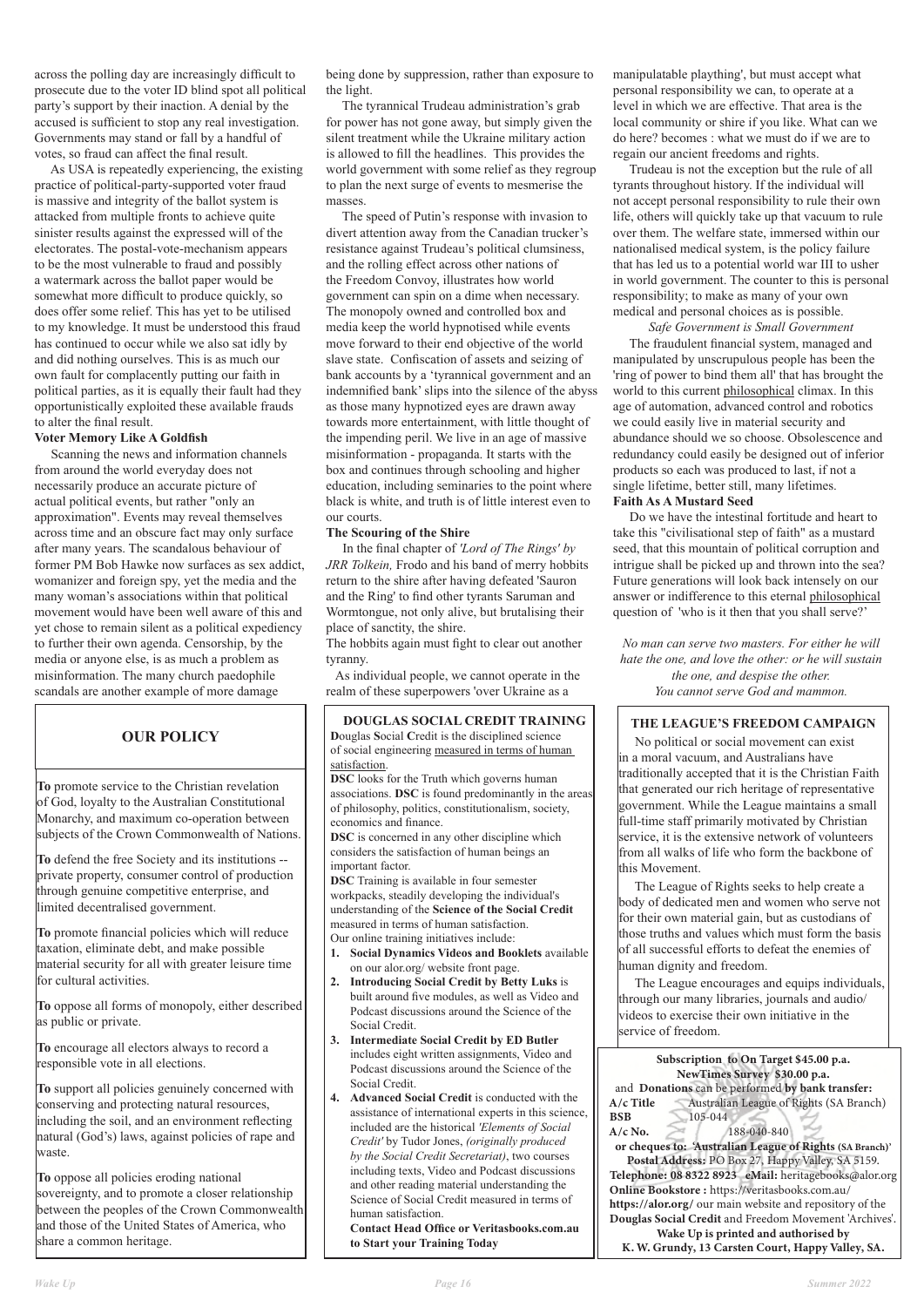across the polling day are increasingly difficult to prosecute due to the voter ID blind spot all political party's support by their inaction. A denial by the accused is sufficient to stop any real investigation. Governments may stand or fall by a handful of votes, so fraud can affect the final result.

As USA is repeatedly experiencing, the existing practice of political-party-supported voter fraud is massive and integrity of the ballot system is attacked from multiple fronts to achieve quite sinister results against the expressed will of the electorates. The postal-vote-mechanism appears to be the most vulnerable to fraud and possibly a watermark across the ballot paper would be somewhat more difficult to produce quickly, so does offer some relief. This has yet to be utilised to my knowledge. It must be understood this fraud has continued to occur while we also sat idly by and did nothing ourselves. This is as much our own fault for complacently putting our faith in political parties, as it is equally their fault had they opportunistically exploited these available frauds to alter the final result.

**Voter Memory Like A Goldfish**

Scanning the news and information channels from around the world everyday does not necessarily produce an accurate picture of actual political events, but rather "only an approximation". Events may reveal themselves across time and an obscure fact may only surface after many years. The scandalous behaviour of former PM Bob Hawke now surfaces as sex addict, womanizer and foreign spy, yet the media and the many woman's associations within that political movement would have been well aware of this and yet chose to remain silent as a political expediency to further their own agenda. Censorship, by the media or anyone else, is as much a problem as misinformation. The many church paedophile scandals are another example of more damage being done by suppression, rather than exposure to the light.

The tyrannical Trudeau administration's grab for power has not gone away, but simply given the silent treatment while the Ukraine military action is allowed to fill the headlines. This provides the world government with some relief as they regroup to plan the next surge of events to mesmerise the masses.

The speed of Putin's response with invasion to divert attention away from the Canadian trucker's resistance against Trudeau's political clumsiness, and the rolling effect across other nations of the Freedom Convoy, illustrates how world government can spin on a dime when necessary. The monopoly owned and controlled box and media keep the world hypnotised while events move forward to their end objective of the world slave state. Confiscation of assets and seizing of bank accounts by a 'tyrannical government and an indemnified bank' slips into the silence of the abyss as those many hypnotized eyes are drawn away towards more entertainment, with little thought of the impending peril. We live in an age of massive misinformation - propaganda. It starts with the box and continues through schooling and higher education, including seminaries to the point where black is white, and truth is of little interest even to our courts.

**The Scouring of the Shire**

In the final chapter of *'Lord of The Rings' by JRR Tolkein,* Frodo and his band of merry hobbits return to the shire after having defeated 'Sauron and the Ring' to find other tyrants Saruman and Wormtongue, not only alive, but brutalising their place of sanctity, the shire.

The hobbits again must fight to clear out another tyranny.

As individual people, we cannot operate in the realm of these superpowers 'over Ukraine as a manipulatable plaything', but must accept what personal responsibility we can, to operate at a level in which we are effective. That area is the local community or shire if you like. What can we do here? becomes : what we must do if we are to regain our ancient freedoms and rights.

Trudeau is not the exception but the rule of all tyrants throughout history. If the individual will not accept personal responsibility to rule their own life, others will quickly take up that vacuum to rule over them. The welfare state, immersed within our nationalised medical system, is the policy failure that has led us to a potential world war III to usher in world government. The counter to this is personal responsibility; to make as many of your own medical and personal choices as is possible.

*Safe Government is Small Government*

The fraudulent financial system, managed and manipulated by unscrupulous people has been the 'ring of power to bind them all' that has brought the world to this current philosophical climax. In this age of automation, advanced control and robotics we could easily live in material security and abundance should we so choose. Obsolescence and redundancy could easily be designed out of inferior products so each was produced to last, if not a single lifetime, better still, many lifetimes.

**Faith As A Mustard Seed**

Do we have the intestinal fortitude and heart to take this "civilisational step of faith" as a mustard seed, that this mountain of political corruption and intrigue shall be picked up and thrown into the sea? Future generations will look back intensely on our answer or indifference to this eternal philosophical question of 'who is it then that you shall serve?'

*No man can serve two masters. For either he will hate the one, and love the other: or he will sustain the one, and despise the other.*
*You cannot serve God and mammon.*

## OUR POLICY

**To** promote service to the Christian revelation of God, loyalty to the Australian Constitutional Monarchy, and maximum co-operation between subjects of the Crown Commonwealth of Nations.

**To** defend the free Society and its institutions -- private property, consumer control of production through genuine competitive enterprise, and limited decentralised government.

**To** promote financial policies which will reduce taxation, eliminate debt, and make possible material security for all with greater leisure time for cultural activities.

**To** oppose all forms of monopoly, either described as public or private.

**To** encourage all electors always to record a responsible vote in all elections.

**To** support all policies genuinely concerned with conserving and protecting natural resources, including the soil, and an environment reflecting natural (God's) laws, against policies of rape and waste.

**To** oppose all policies eroding national sovereignty, and to promote a closer relationship between the peoples of the Crown Commonwealth and those of the United States of America, who share a common heritage.

## DOUGLAS SOCIAL CREDIT TRAINING

**D**ouglas **S**ocial **C**redit is the disciplined science of social engineering measured in terms of human satisfaction.

**DSC** looks for the Truth which governs human associations. **DSC** is found predominantly in the areas of philosophy, politics, constitutionalism, society, economics and finance.

**DSC** is concerned in any other discipline which considers the satisfaction of human beings an important factor.

**DSC** Training is available in four semester workpacks, steadily developing the individual's understanding of the **Science of the Social Credit** measured in terms of human satisfaction.

Our online training initiatives include:

1. **Social Dynamics Videos and Booklets** available on our alor.org/ website front page.
2. **Introducing Social Credit by Betty Luks** is built around five modules, as well as Video and Podcast discussions around the Science of the Social Credit.
3. **Intermediate Social Credit by ED Butler** includes eight written assignments, Video and Podcast discussions around the Science of the Social Credit.
4. **Advanced Social Credit** is conducted with the assistance of international experts in this science, included are the historical *'Elements of Social Credit'* by Tudor Jones, *(originally produced by the Social Credit Secretariat)*, two courses including texts, Video and Podcast discussions and other reading material understanding the Science of Social Credit measured in terms of human satisfaction.

**Contact Head Office or Veritasbooks.com.au to Start your Training Today**

## THE LEAGUE'S FREEDOM CAMPAIGN

No political or social movement can exist in a moral vacuum, and Australians have traditionally accepted that it is the Christian Faith that generated our rich heritage of representative government. While the League maintains a small full-time staff primarily motivated by Christian service, it is the extensive network of volunteers from all walks of life who form the backbone of this Movement.

The League of Rights seeks to help create a body of dedicated men and women who serve not for their own material gain, but as custodians of those truths and values which must form the basis of all successful efforts to defeat the enemies of human dignity and freedom.

The League encourages and equips individuals, through our many libraries, journals and audio/ videos to exercise their own initiative in the service of freedom.

**Subscription to On Target $45.00 p.a.**
**NewTimes Survey $30.00 p.a.**
and **Donations** can be performed **by bank transfer:**
**A/c Title** Australian League of Rights (SA Branch)
**BSB** 105-044
**A/c No.** 188-040-840
**or cheques to: 'Australian League of Rights (SA Branch)'**
**Postal Address:** PO Box 27, Happy Valley, SA 5159.
**Telephone: 08 8322 8923 eMail:** heritagebooks@alor.org
**Online Bookstore :** https://veritasbooks.com.au/
**https://alor.org/** our main website and repository of the **Douglas Social Credit** and Freedom Movement 'Archives'.
**Wake Up is printed and authorised by**
**K. W. Grundy, 13 Carsten Court, Happy Valley, SA.**